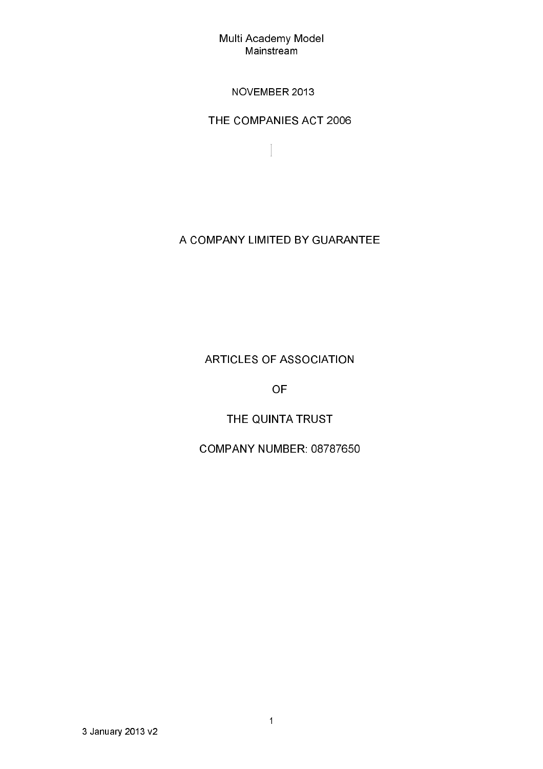Multi Academy Model
Mainstream

NOVEMBER 2013

THE COMPANIES ACT 2006

A COMPANY LIMITED BY GUARANTEE

# ARTICLES OF ASSOCIATION

# OF

# THE QUINTA TRUST

COMPANY NUMBER: 08787650

3 January 2013 v2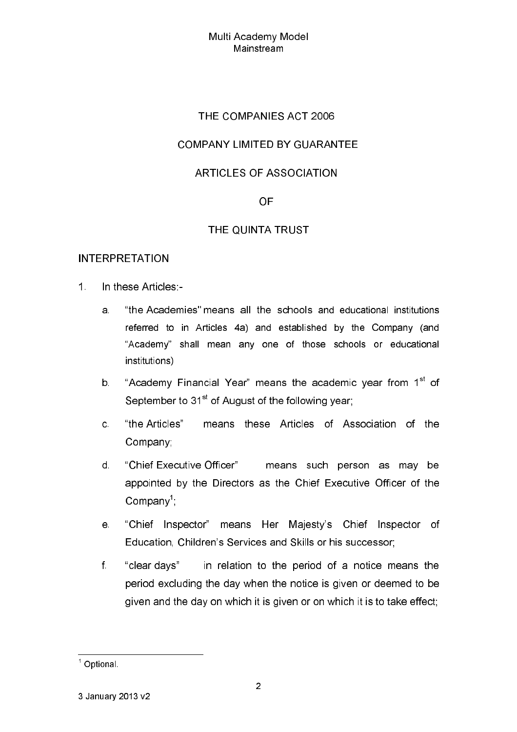THE COMPANIES ACT 2006

COMPANY LIMITED BY GUARANTEE

ARTICLES OF ASSOCIATION

OF

THE QUINTA TRUST

## INTERPRETATION

1. In these Articles:-

   a. "the Academies" means all the schools and educational institutions referred to in Articles 4a) and established by the Company (and "Academy" shall mean any one of those schools or educational institutions)

   b. "Academy Financial Year" means the academic year from 1st of September to 31st of August of the following year;

   c. "the Articles" means these Articles of Association of the Company;

   d. "Chief Executive Officer" means such person as may be appointed by the Directors as the Chief Executive Officer of the Company[1];

   e. "Chief Inspector" means Her Majesty's Chief Inspector of Education, Children's Services and Skills or his successor;

   f. "clear days" in relation to the period of a notice means the period excluding the day when the notice is given or deemed to be given and the day on which it is given or on which it is to take effect;

[1] Optional.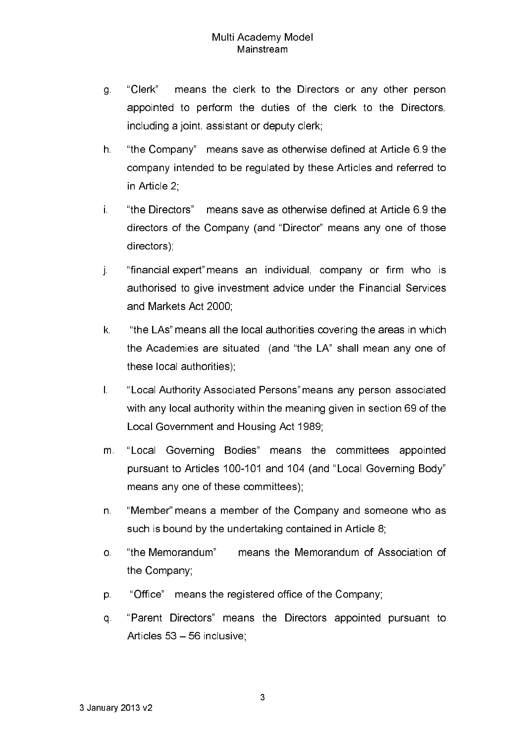g. "Clerk" means the clerk to the Directors or any other person appointed to perform the duties of the clerk to the Directors, including a joint, assistant or deputy clerk;

h. "the Company" means save as otherwise defined at Article 6.9 the company intended to be regulated by these Articles and referred to in Article 2;

i. "the Directors" means save as otherwise defined at Article 6.9 the directors of the Company (and "Director" means any one of those directors);

j. "financial expert" means an individual, company or firm who is authorised to give investment advice under the Financial Services and Markets Act 2000;

k. "the LAs" means all the local authorities covering the areas in which the Academies are situated (and "the LA" shall mean any one of these local authorities);

l. "Local Authority Associated Persons" means any person associated with any local authority within the meaning given in section 69 of the Local Government and Housing Act 1989;

m. "Local Governing Bodies" means the committees appointed pursuant to Articles 100-101 and 104 (and "Local Governing Body" means any one of these committees);

n. "Member" means a member of the Company and someone who as such is bound by the undertaking contained in Article 8;

o. "the Memorandum" means the Memorandum of Association of the Company;

p. "Office" means the registered office of the Company;

q. "Parent Directors" means the Directors appointed pursuant to Articles 53 – 56 inclusive;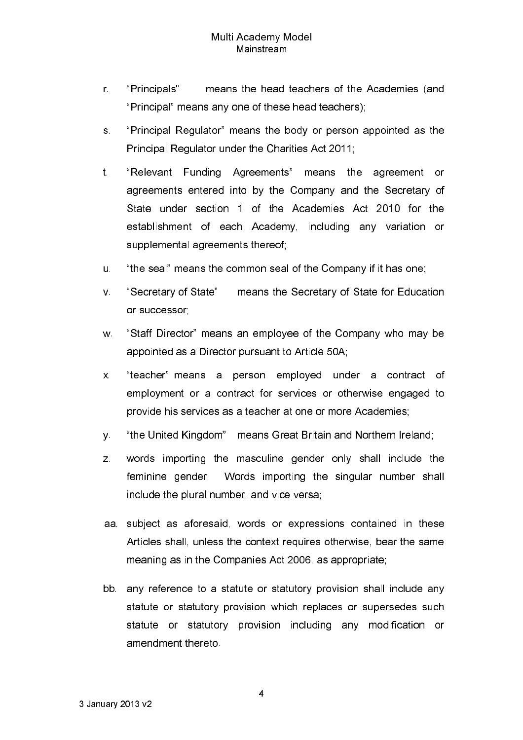r. “Principals” means the head teachers of the Academies (and “Principal” means any one of these head teachers);

s. “Principal Regulator” means the body or person appointed as the Principal Regulator under the Charities Act 2011;

t. “Relevant Funding Agreements” means the agreement or agreements entered into by the Company and the Secretary of State under section 1 of the Academies Act 2010 for the establishment of each Academy, including any variation or supplemental agreements thereof;

u. “the seal” means the common seal of the Company if it has one;

v. “Secretary of State” means the Secretary of State for Education or successor;

w. “Staff Director” means an employee of the Company who may be appointed as a Director pursuant to Article 50A;

x. “teacher” means a person employed under a contract of employment or a contract for services or otherwise engaged to provide his services as a teacher at one or more Academies;

y. “the United Kingdom” means Great Britain and Northern Ireland;

z. words importing the masculine gender only shall include the feminine gender. Words importing the singular number shall include the plural number, and vice versa;

aa. subject as aforesaid, words or expressions contained in these Articles shall, unless the context requires otherwise, bear the same meaning as in the Companies Act 2006, as appropriate;

bb. any reference to a statute or statutory provision shall include any statute or statutory provision which replaces or supersedes such statute or statutory provision including any modification or amendment thereto.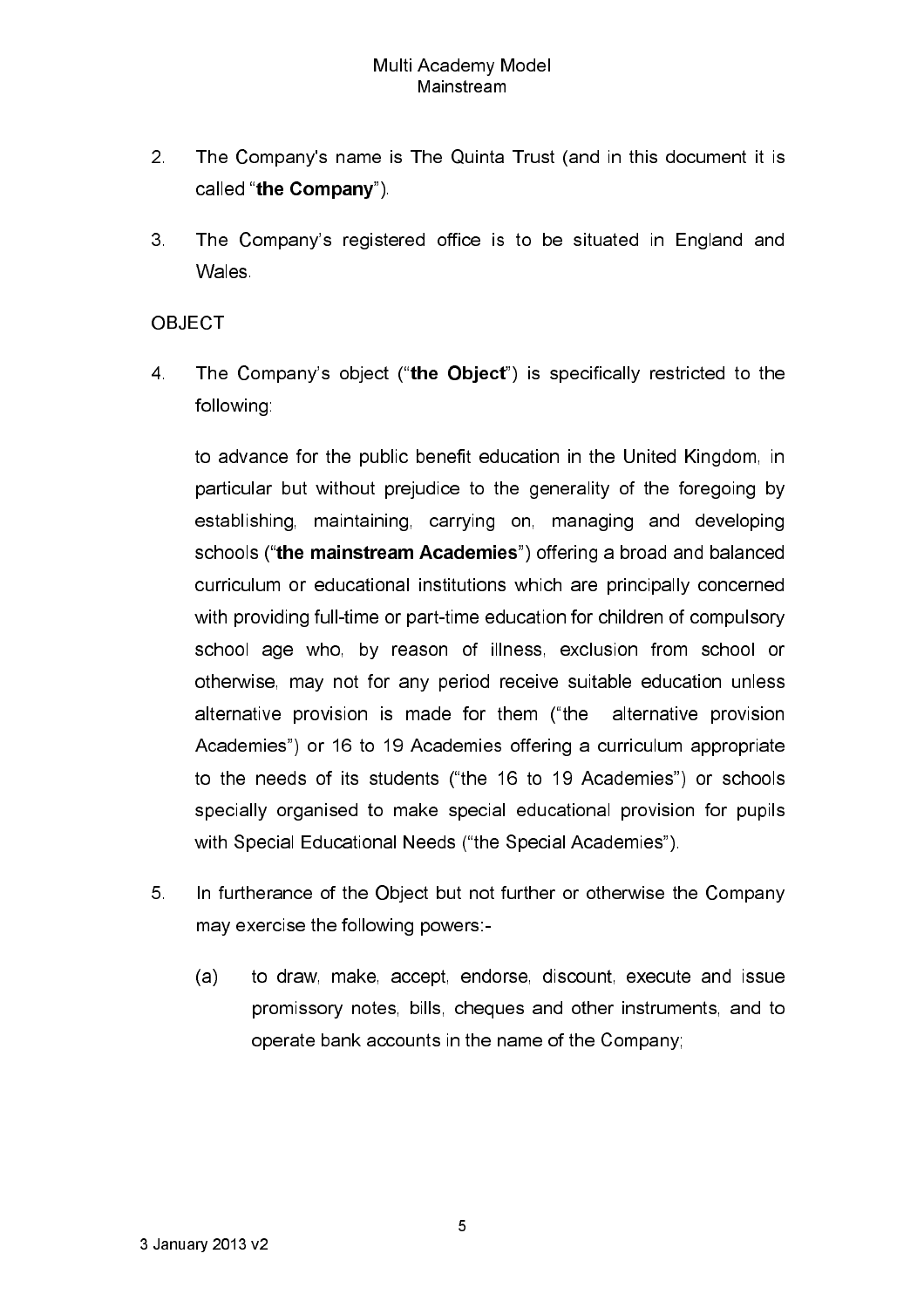2. The Company's name is The Quinta Trust (and in this document it is called "**the Company**").

3. The Company's registered office is to be situated in England and Wales.

OBJECT

4. The Company's object ("**the Object**") is specifically restricted to the following:

   to advance for the public benefit education in the United Kingdom, in particular but without prejudice to the generality of the foregoing by establishing, maintaining, carrying on, managing and developing schools ("**the mainstream Academies**") offering a broad and balanced curriculum or educational institutions which are principally concerned with providing full-time or part-time education for children of compulsory school age who, by reason of illness, exclusion from school or otherwise, may not for any period receive suitable education unless alternative provision is made for them ("the alternative provision Academies") or 16 to 19 Academies offering a curriculum appropriate to the needs of its students ("the 16 to 19 Academies") or schools specially organised to make special educational provision for pupils with Special Educational Needs ("the Special Academies").

5. In furtherance of the Object but not further or otherwise the Company may exercise the following powers:-

   (a) to draw, make, accept, endorse, discount, execute and issue promissory notes, bills, cheques and other instruments, and to operate bank accounts in the name of the Company;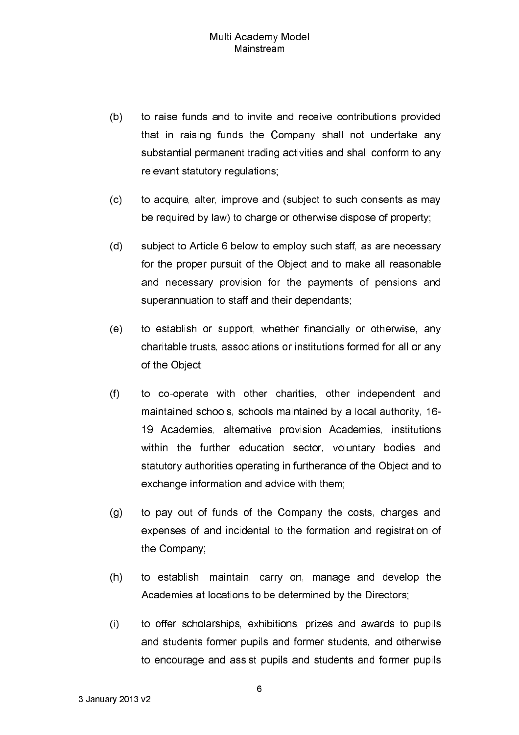(b) to raise funds and to invite and receive contributions provided that in raising funds the Company shall not undertake any substantial permanent trading activities and shall conform to any relevant statutory regulations;

(c) to acquire, alter, improve and (subject to such consents as may be required by law) to charge or otherwise dispose of property;

(d) subject to Article 6 below to employ such staff, as are necessary for the proper pursuit of the Object and to make all reasonable and necessary provision for the payments of pensions and superannuation to staff and their dependants;

(e) to establish or support, whether financially or otherwise, any charitable trusts, associations or institutions formed for all or any of the Object;

(f) to co-operate with other charities, other independent and maintained schools, schools maintained by a local authority, 16-19 Academies, alternative provision Academies, institutions within the further education sector, voluntary bodies and statutory authorities operating in furtherance of the Object and to exchange information and advice with them;

(g) to pay out of funds of the Company the costs, charges and expenses of and incidental to the formation and registration of the Company;

(h) to establish, maintain, carry on, manage and develop the Academies at locations to be determined by the Directors;

(i) to offer scholarships, exhibitions, prizes and awards to pupils and students former pupils and former students, and otherwise to encourage and assist pupils and students and former pupils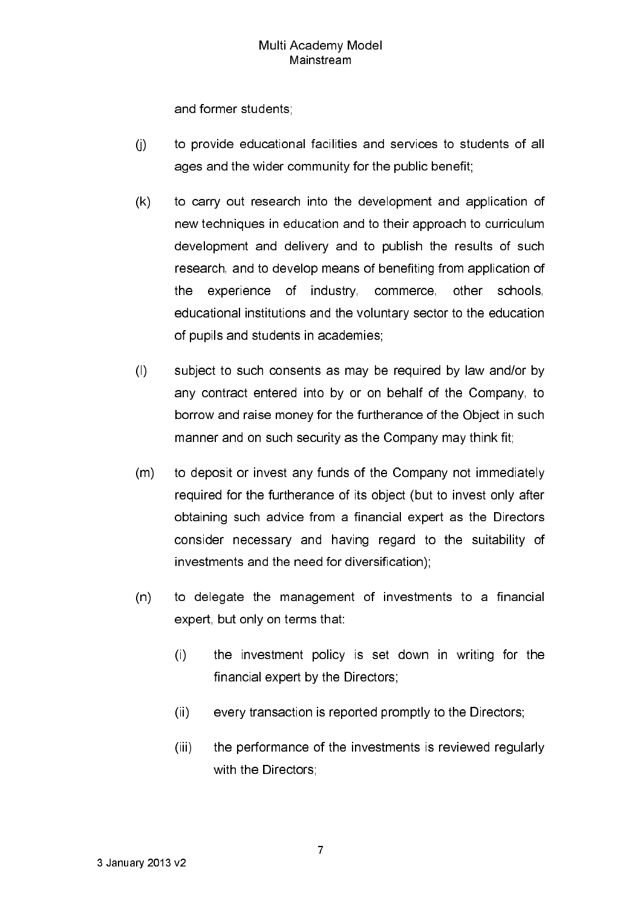and former students;

(j) to provide educational facilities and services to students of all ages and the wider community for the public benefit;

(k) to carry out research into the development and application of new techniques in education and to their approach to curriculum development and delivery and to publish the results of such research, and to develop means of benefiting from application of the experience of industry, commerce, other schools, educational institutions and the voluntary sector to the education of pupils and students in academies;

(l) subject to such consents as may be required by law and/or by any contract entered into by or on behalf of the Company, to borrow and raise money for the furtherance of the Object in such manner and on such security as the Company may think fit;

(m) to deposit or invest any funds of the Company not immediately required for the furtherance of its object (but to invest only after obtaining such advice from a financial expert as the Directors consider necessary and having regard to the suitability of investments and the need for diversification);

(n) to delegate the management of investments to a financial expert, but only on terms that:

   (i) the investment policy is set down in writing for the financial expert by the Directors;

   (ii) every transaction is reported promptly to the Directors;

   (iii) the performance of the investments is reviewed regularly with the Directors;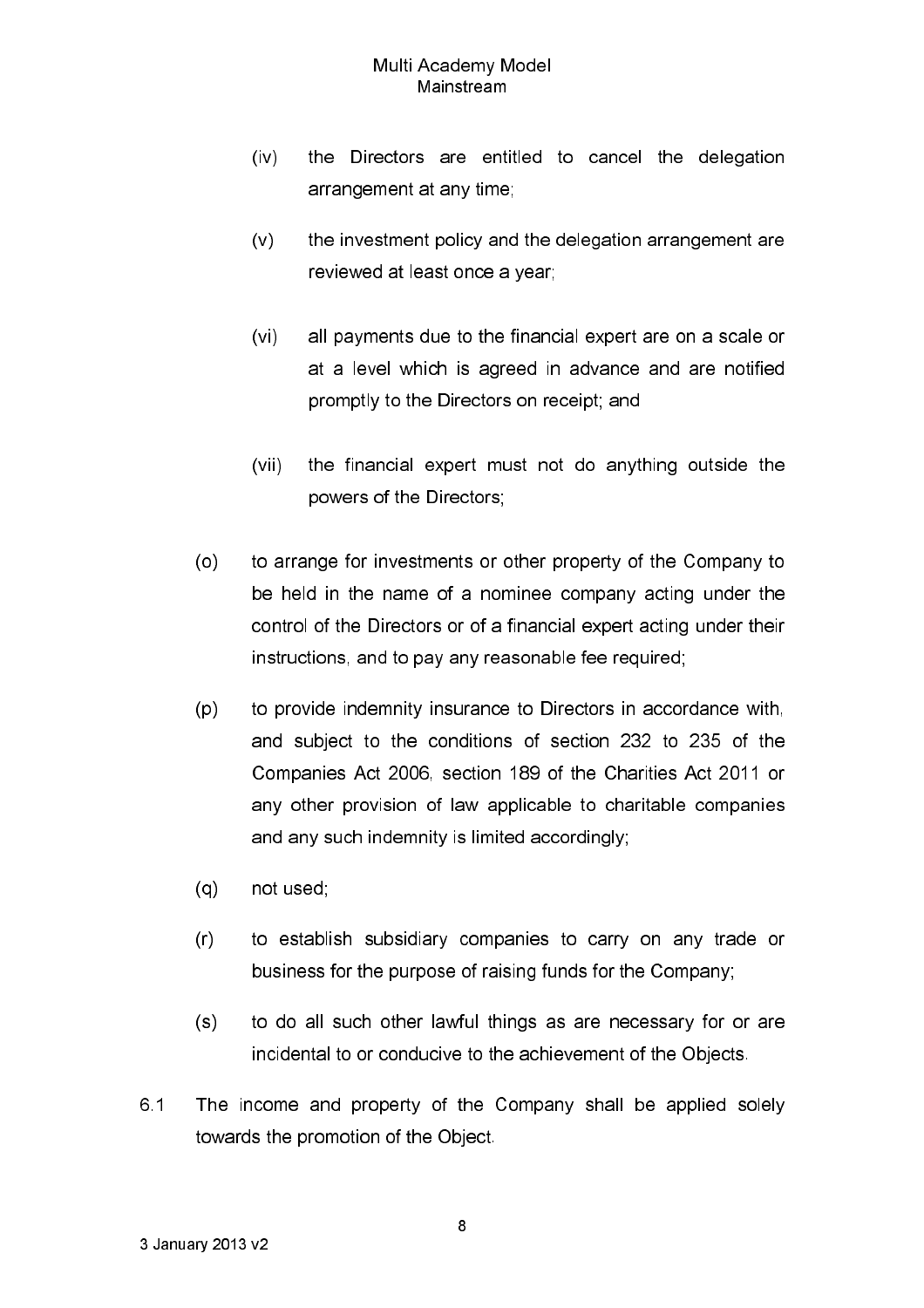(iv) the Directors are entitled to cancel the delegation arrangement at any time;

(v) the investment policy and the delegation arrangement are reviewed at least once a year;

(vi) all payments due to the financial expert are on a scale or at a level which is agreed in advance and are notified promptly to the Directors on receipt; and

(vii) the financial expert must not do anything outside the powers of the Directors;

(o) to arrange for investments or other property of the Company to be held in the name of a nominee company acting under the control of the Directors or of a financial expert acting under their instructions, and to pay any reasonable fee required;

(p) to provide indemnity insurance to Directors in accordance with, and subject to the conditions of section 232 to 235 of the Companies Act 2006, section 189 of the Charities Act 2011 or any other provision of law applicable to charitable companies and any such indemnity is limited accordingly;

(q) not used;

(r) to establish subsidiary companies to carry on any trade or business for the purpose of raising funds for the Company;

(s) to do all such other lawful things as are necessary for or are incidental to or conducive to the achievement of the Objects.

6.1 The income and property of the Company shall be applied solely towards the promotion of the Object.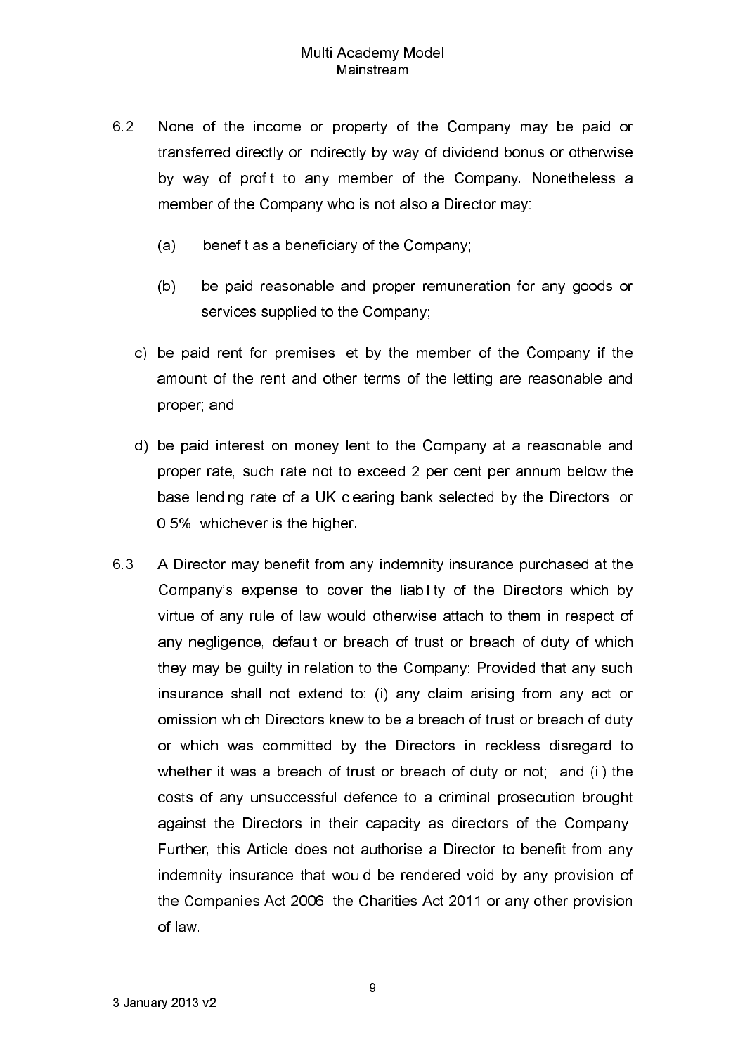6.2 None of the income or property of the Company may be paid or transferred directly or indirectly by way of dividend bonus or otherwise by way of profit to any member of the Company. Nonetheless a member of the Company who is not also a Director may:

(a) benefit as a beneficiary of the Company;

(b) be paid reasonable and proper remuneration for any goods or services supplied to the Company;

c) be paid rent for premises let by the member of the Company if the amount of the rent and other terms of the letting are reasonable and proper; and

d) be paid interest on money lent to the Company at a reasonable and proper rate, such rate not to exceed 2 per cent per annum below the base lending rate of a UK clearing bank selected by the Directors, or 0.5%, whichever is the higher.

6.3 A Director may benefit from any indemnity insurance purchased at the Company's expense to cover the liability of the Directors which by virtue of any rule of law would otherwise attach to them in respect of any negligence, default or breach of trust or breach of duty of which they may be guilty in relation to the Company: Provided that any such insurance shall not extend to: (i) any claim arising from any act or omission which Directors knew to be a breach of trust or breach of duty or which was committed by the Directors in reckless disregard to whether it was a breach of trust or breach of duty or not; and (ii) the costs of any unsuccessful defence to a criminal prosecution brought against the Directors in their capacity as directors of the Company. Further, this Article does not authorise a Director to benefit from any indemnity insurance that would be rendered void by any provision of the Companies Act 2006, the Charities Act 2011 or any other provision of law.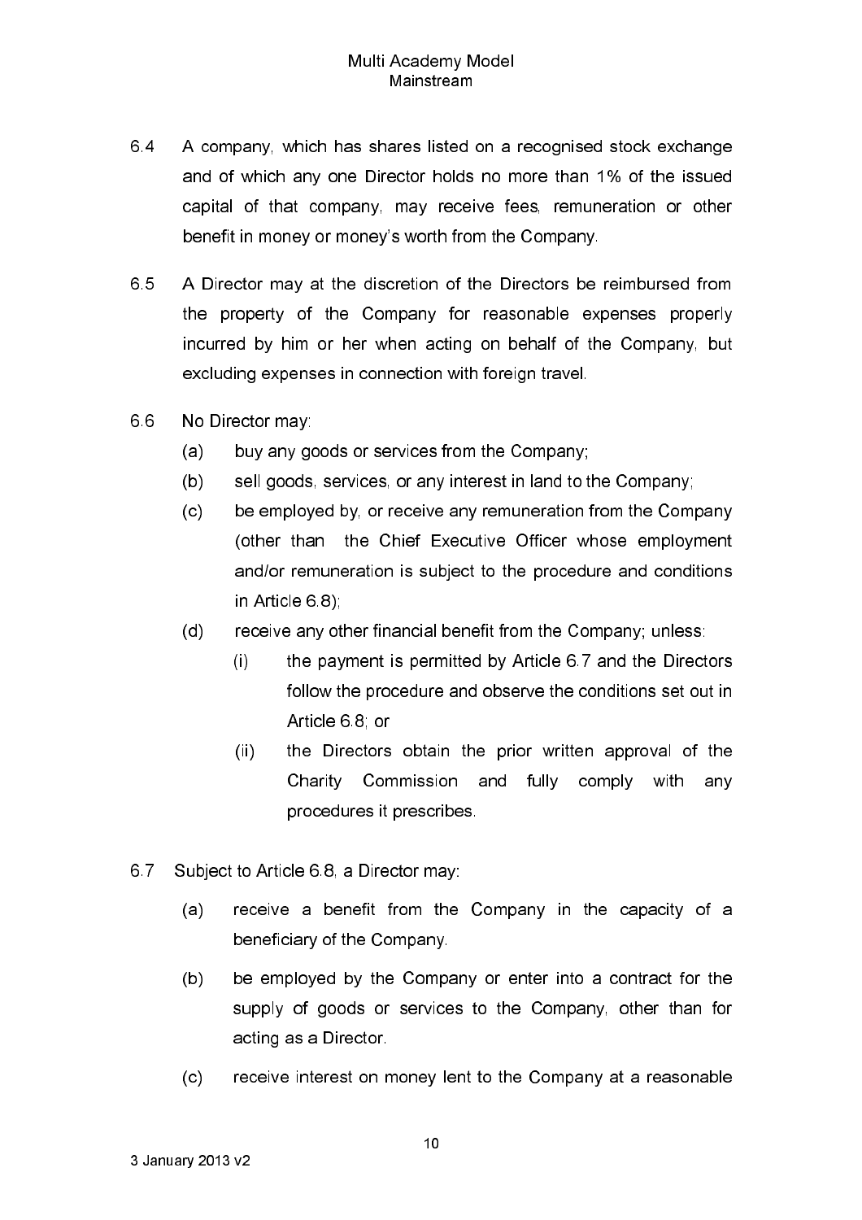6.4 A company, which has shares listed on a recognised stock exchange and of which any one Director holds no more than 1% of the issued capital of that company, may receive fees, remuneration or other benefit in money or money's worth from the Company.

6.5 A Director may at the discretion of the Directors be reimbursed from the property of the Company for reasonable expenses properly incurred by him or her when acting on behalf of the Company, but excluding expenses in connection with foreign travel.

6.6 No Director may:

- (a) buy any goods or services from the Company;
- (b) sell goods, services, or any interest in land to the Company;
- (c) be employed by, or receive any remuneration from the Company (other than the Chief Executive Officer whose employment and/or remuneration is subject to the procedure and conditions in Article 6.8);
- (d) receive any other financial benefit from the Company; unless:
  - (i) the payment is permitted by Article 6.7 and the Directors follow the procedure and observe the conditions set out in Article 6.8; or
  - (ii) the Directors obtain the prior written approval of the Charity Commission and fully comply with any procedures it prescribes.

6.7 Subject to Article 6.8, a Director may:

- (a) receive a benefit from the Company in the capacity of a beneficiary of the Company.
- (b) be employed by the Company or enter into a contract for the supply of goods or services to the Company, other than for acting as a Director.
- (c) receive interest on money lent to the Company at a reasonable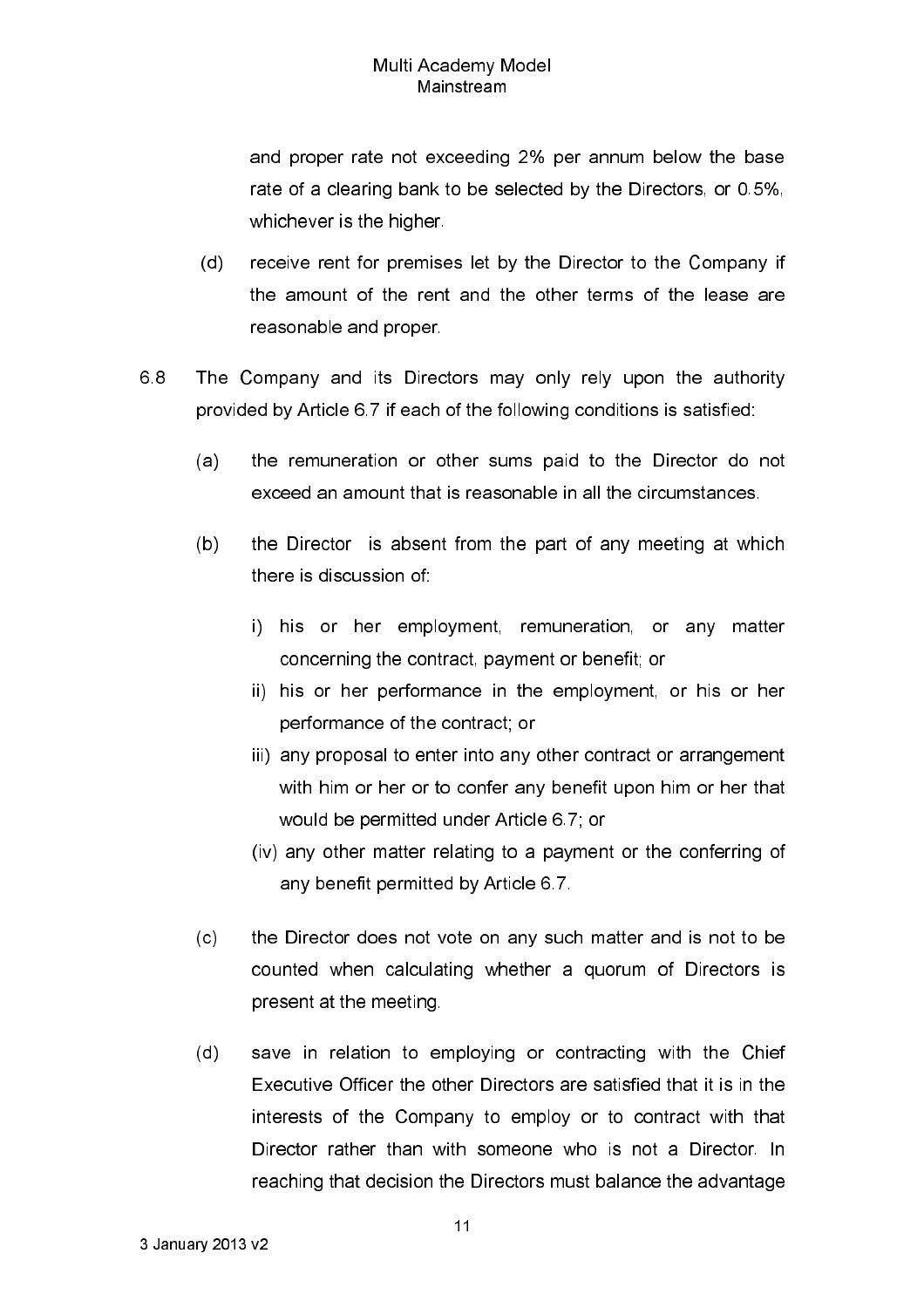and proper rate not exceeding 2% per annum below the base rate of a clearing bank to be selected by the Directors, or 0.5%, whichever is the higher.

(d) receive rent for premises let by the Director to the Company if the amount of the rent and the other terms of the lease are reasonable and proper.

6.8 The Company and its Directors may only rely upon the authority provided by Article 6.7 if each of the following conditions is satisfied:

(a) the remuneration or other sums paid to the Director do not exceed an amount that is reasonable in all the circumstances.

(b) the Director is absent from the part of any meeting at which there is discussion of:

i) his or her employment, remuneration, or any matter concerning the contract, payment or benefit; or

ii) his or her performance in the employment, or his or her performance of the contract; or

iii) any proposal to enter into any other contract or arrangement with him or her or to confer any benefit upon him or her that would be permitted under Article 6.7; or

(iv) any other matter relating to a payment or the conferring of any benefit permitted by Article 6.7.

(c) the Director does not vote on any such matter and is not to be counted when calculating whether a quorum of Directors is present at the meeting.

(d) save in relation to employing or contracting with the Chief Executive Officer the other Directors are satisfied that it is in the interests of the Company to employ or to contract with that Director rather than with someone who is not a Director. In reaching that decision the Directors must balance the advantage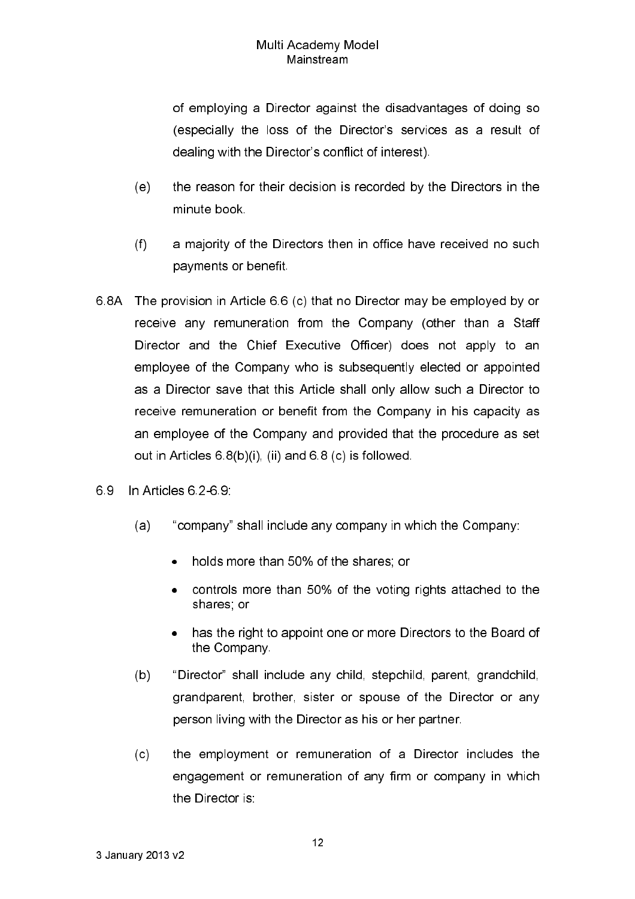of employing a Director against the disadvantages of doing so (especially the loss of the Director's services as a result of dealing with the Director's conflict of interest).

(e) the reason for their decision is recorded by the Directors in the minute book.

(f) a majority of the Directors then in office have received no such payments or benefit.

6.8A The provision in Article 6.6 (c) that no Director may be employed by or receive any remuneration from the Company (other than a Staff Director and the Chief Executive Officer) does not apply to an employee of the Company who is subsequently elected or appointed as a Director save that this Article shall only allow such a Director to receive remuneration or benefit from the Company in his capacity as an employee of the Company and provided that the procedure as set out in Articles 6.8(b)(i), (ii) and 6.8 (c) is followed.

6.9 In Articles 6.2-6.9:

(a) "company" shall include any company in which the Company:

- holds more than 50% of the shares; or
- controls more than 50% of the voting rights attached to the shares; or
- has the right to appoint one or more Directors to the Board of the Company.

(b) "Director" shall include any child, stepchild, parent, grandchild, grandparent, brother, sister or spouse of the Director or any person living with the Director as his or her partner.

(c) the employment or remuneration of a Director includes the engagement or remuneration of any firm or company in which the Director is: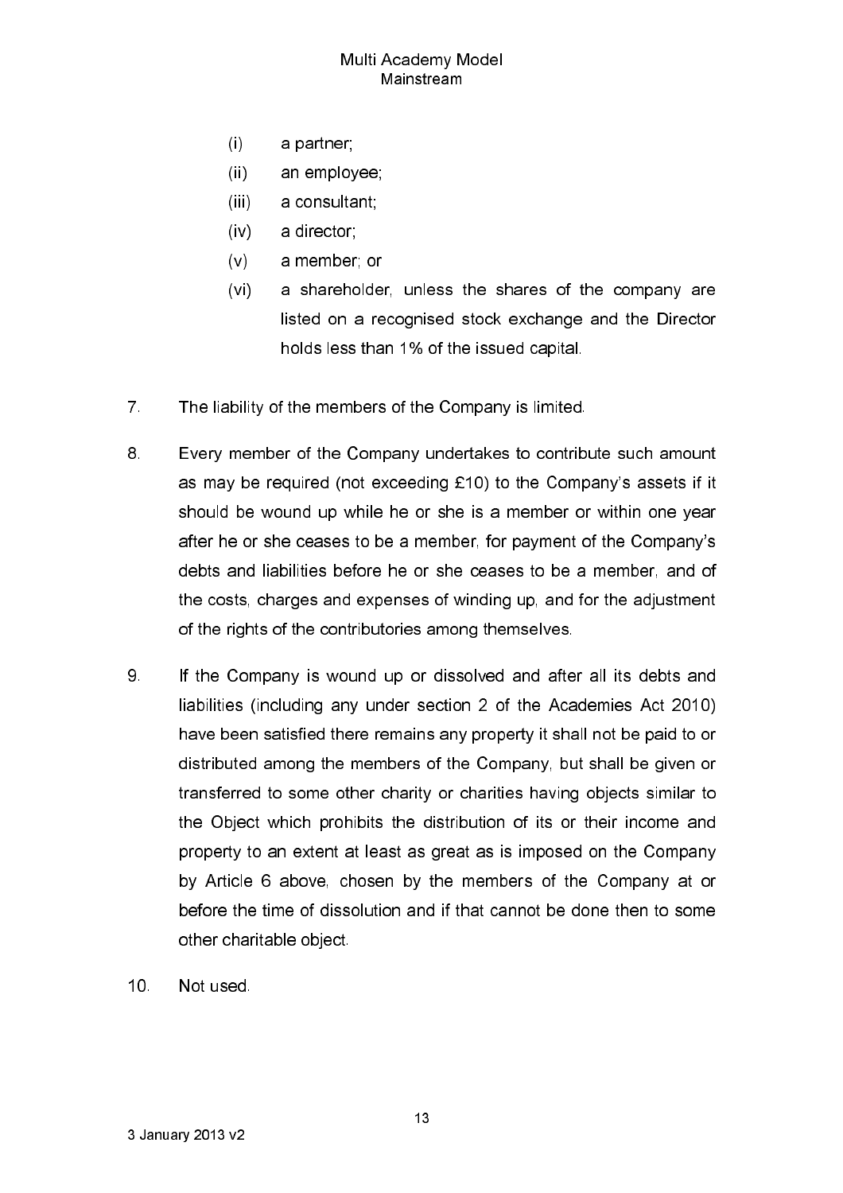(i) a partner;

(ii) an employee;

(iii) a consultant;

(iv) a director;

(v) a member; or

(vi) a shareholder, unless the shares of the company are listed on a recognised stock exchange and the Director holds less than 1% of the issued capital.

7. The liability of the members of the Company is limited.

8. Every member of the Company undertakes to contribute such amount as may be required (not exceeding £10) to the Company's assets if it should be wound up while he or she is a member or within one year after he or she ceases to be a member, for payment of the Company's debts and liabilities before he or she ceases to be a member, and of the costs, charges and expenses of winding up, and for the adjustment of the rights of the contributories among themselves.

9. If the Company is wound up or dissolved and after all its debts and liabilities (including any under section 2 of the Academies Act 2010) have been satisfied there remains any property it shall not be paid to or distributed among the members of the Company, but shall be given or transferred to some other charity or charities having objects similar to the Object which prohibits the distribution of its or their income and property to an extent at least as great as is imposed on the Company by Article 6 above, chosen by the members of the Company at or before the time of dissolution and if that cannot be done then to some other charitable object.

10. Not used.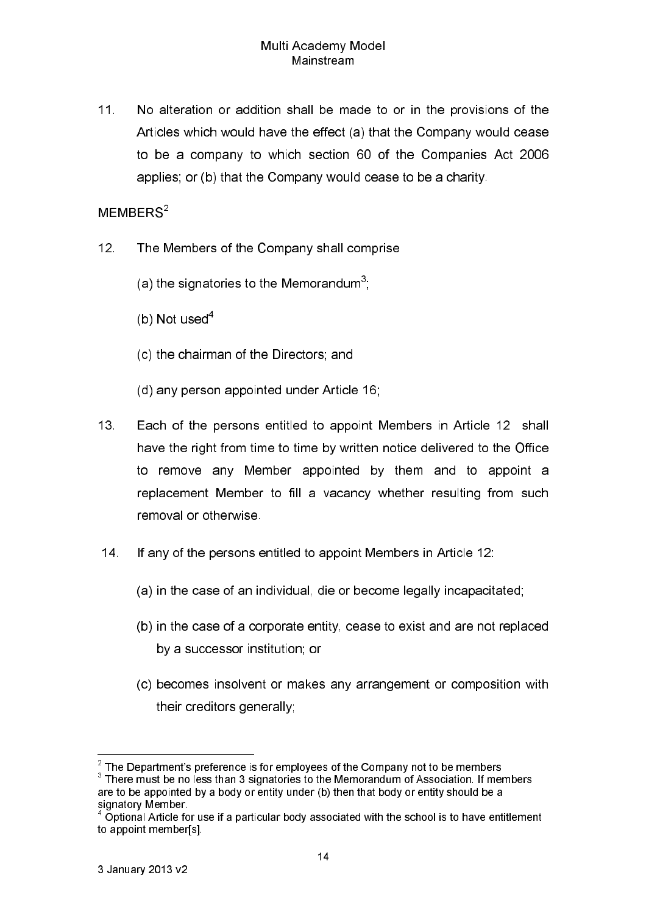11. No alteration or addition shall be made to or in the provisions of the Articles which would have the effect (a) that the Company would cease to be a company to which section 60 of the Companies Act 2006 applies; or (b) that the Company would cease to be a charity.

MEMBERS[2]

12. The Members of the Company shall comprise

    (a) the signatories to the Memorandum[3];

    (b) Not used[4]

    (c) the chairman of the Directors; and

    (d) any person appointed under Article 16;

13. Each of the persons entitled to appoint Members in Article 12 shall have the right from time to time by written notice delivered to the Office to remove any Member appointed by them and to appoint a replacement Member to fill a vacancy whether resulting from such removal or otherwise.

14. If any of the persons entitled to appoint Members in Article 12:

    (a) in the case of an individual, die or become legally incapacitated;

    (b) in the case of a corporate entity, cease to exist and are not replaced by a successor institution; or

    (c) becomes insolvent or makes any arrangement or composition with their creditors generally;

---

[2] The Department's preference is for employees of the Company not to be members

[3] There must be no less than 3 signatories to the Memorandum of Association. If members are to be appointed by a body or entity under (b) then that body or entity should be a signatory Member.

[4] Optional Article for use if a particular body associated with the school is to have entitlement to appoint member[s].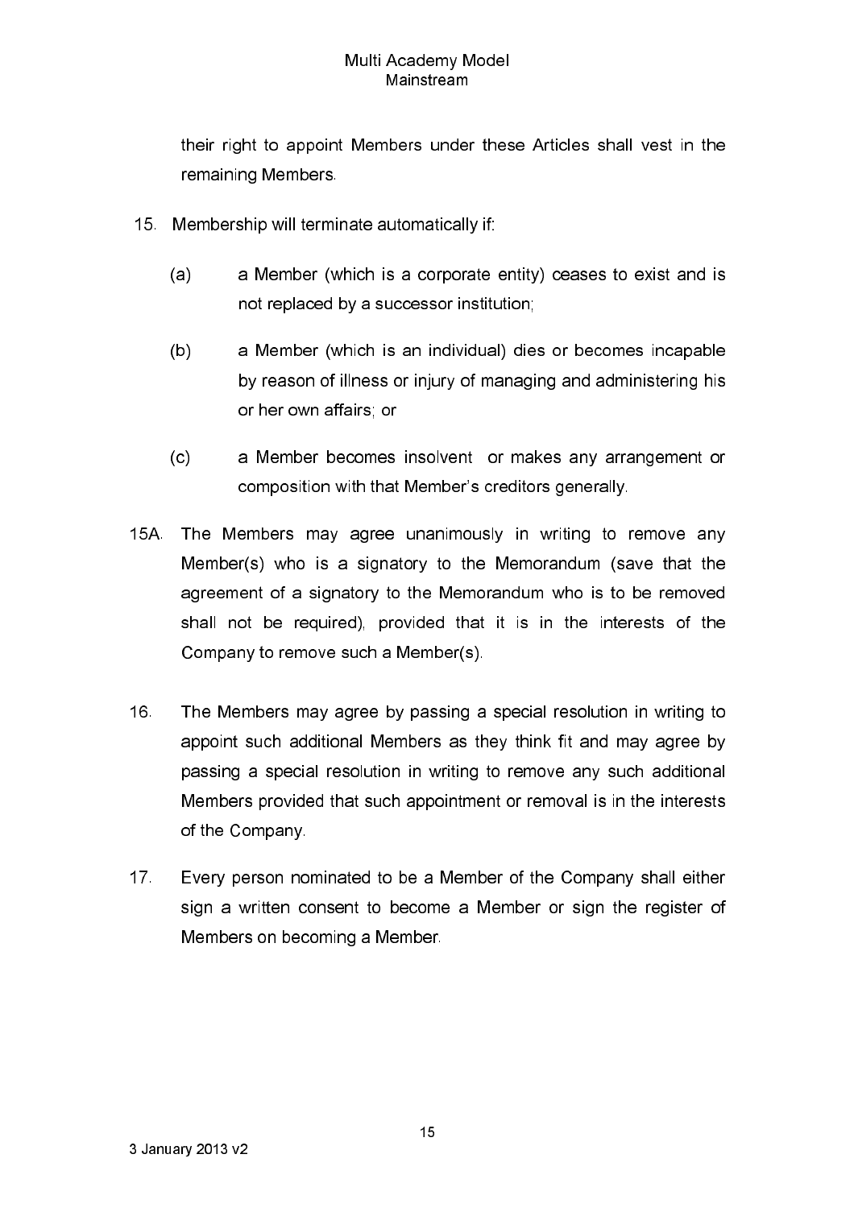their right to appoint Members under these Articles shall vest in the remaining Members.

15. Membership will terminate automatically if:

   (a) a Member (which is a corporate entity) ceases to exist and is not replaced by a successor institution;

   (b) a Member (which is an individual) dies or becomes incapable by reason of illness or injury of managing and administering his or her own affairs; or

   (c) a Member becomes insolvent or makes any arrangement or composition with that Member's creditors generally.

15A. The Members may agree unanimously in writing to remove any Member(s) who is a signatory to the Memorandum (save that the agreement of a signatory to the Memorandum who is to be removed shall not be required), provided that it is in the interests of the Company to remove such a Member(s).

16. The Members may agree by passing a special resolution in writing to appoint such additional Members as they think fit and may agree by passing a special resolution in writing to remove any such additional Members provided that such appointment or removal is in the interests of the Company.

17. Every person nominated to be a Member of the Company shall either sign a written consent to become a Member or sign the register of Members on becoming a Member.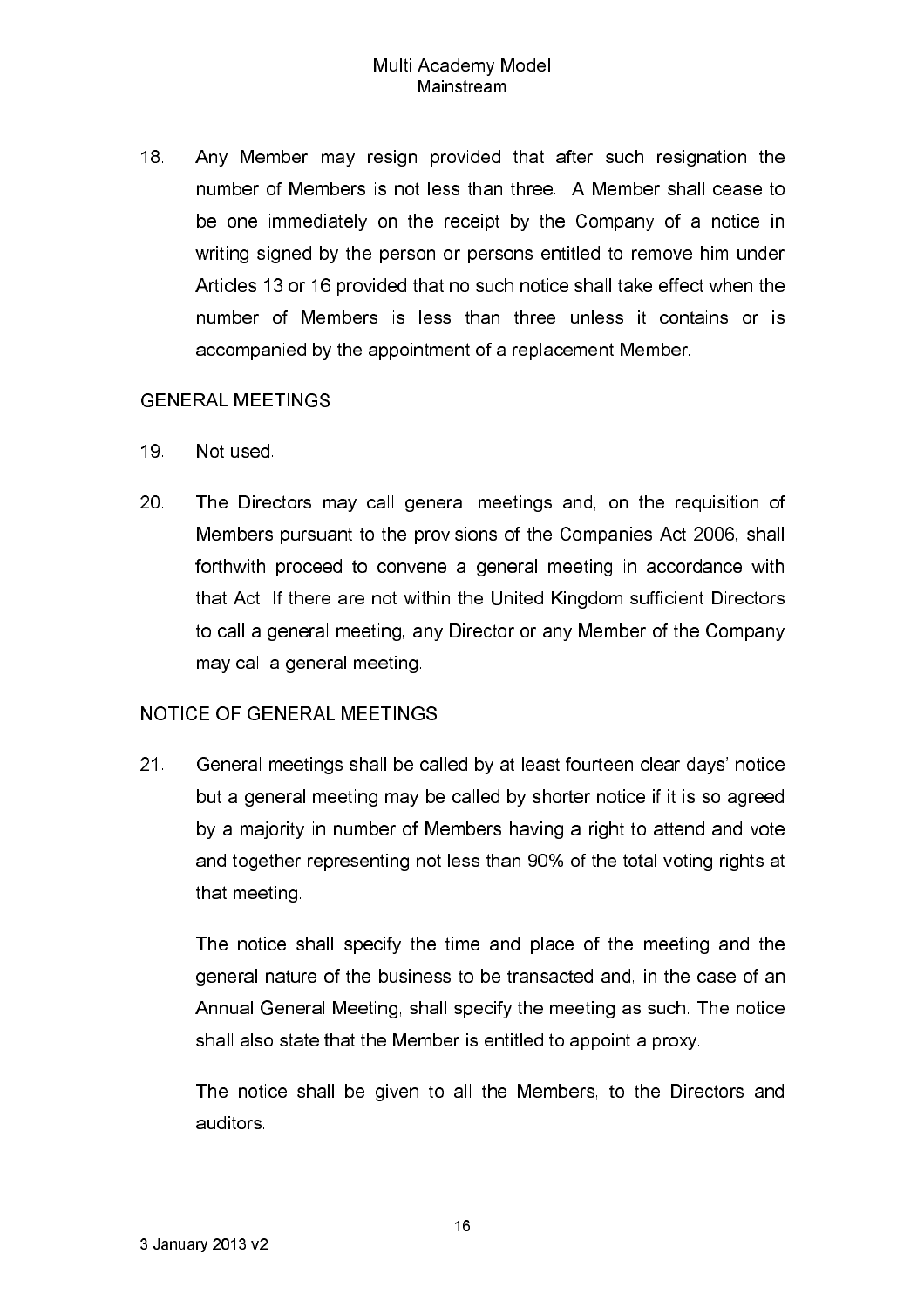18. Any Member may resign provided that after such resignation the number of Members is not less than three. A Member shall cease to be one immediately on the receipt by the Company of a notice in writing signed by the person or persons entitled to remove him under Articles 13 or 16 provided that no such notice shall take effect when the number of Members is less than three unless it contains or is accompanied by the appointment of a replacement Member.

## GENERAL MEETINGS

19. Not used.

20. The Directors may call general meetings and, on the requisition of Members pursuant to the provisions of the Companies Act 2006, shall forthwith proceed to convene a general meeting in accordance with that Act. If there are not within the United Kingdom sufficient Directors to call a general meeting, any Director or any Member of the Company may call a general meeting.

## NOTICE OF GENERAL MEETINGS

21. General meetings shall be called by at least fourteen clear days' notice but a general meeting may be called by shorter notice if it is so agreed by a majority in number of Members having a right to attend and vote and together representing not less than 90% of the total voting rights at that meeting.

    The notice shall specify the time and place of the meeting and the general nature of the business to be transacted and, in the case of an Annual General Meeting, shall specify the meeting as such. The notice shall also state that the Member is entitled to appoint a proxy.

    The notice shall be given to all the Members, to the Directors and auditors.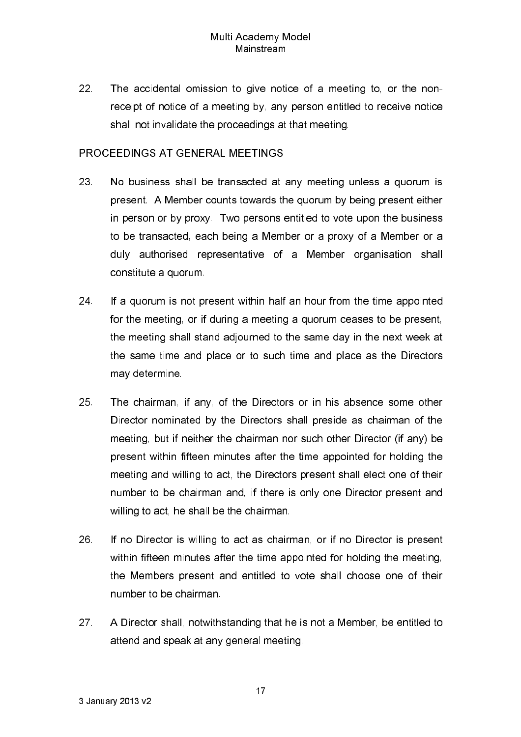22. The accidental omission to give notice of a meeting to, or the non-receipt of notice of a meeting by, any person entitled to receive notice shall not invalidate the proceedings at that meeting.

## PROCEEDINGS AT GENERAL MEETINGS

23. No business shall be transacted at any meeting unless a quorum is present. A Member counts towards the quorum by being present either in person or by proxy. Two persons entitled to vote upon the business to be transacted, each being a Member or a proxy of a Member or a duly authorised representative of a Member organisation shall constitute a quorum.

24. If a quorum is not present within half an hour from the time appointed for the meeting, or if during a meeting a quorum ceases to be present, the meeting shall stand adjourned to the same day in the next week at the same time and place or to such time and place as the Directors may determine.

25. The chairman, if any, of the Directors or in his absence some other Director nominated by the Directors shall preside as chairman of the meeting, but if neither the chairman nor such other Director (if any) be present within fifteen minutes after the time appointed for holding the meeting and willing to act, the Directors present shall elect one of their number to be chairman and, if there is only one Director present and willing to act, he shall be the chairman.

26. If no Director is willing to act as chairman, or if no Director is present within fifteen minutes after the time appointed for holding the meeting, the Members present and entitled to vote shall choose one of their number to be chairman.

27. A Director shall, notwithstanding that he is not a Member, be entitled to attend and speak at any general meeting.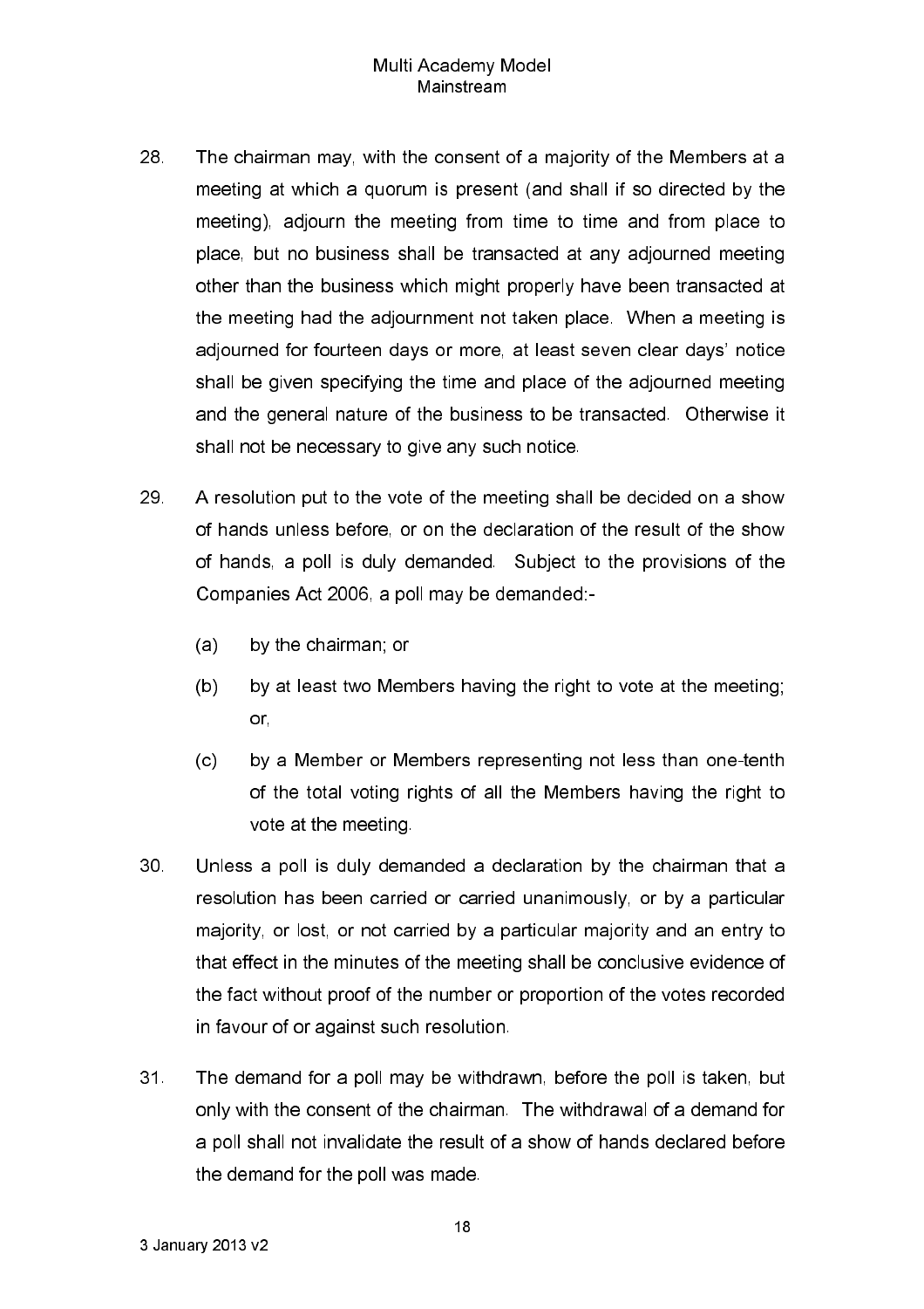28. The chairman may, with the consent of a majority of the Members at a meeting at which a quorum is present (and shall if so directed by the meeting), adjourn the meeting from time to time and from place to place, but no business shall be transacted at any adjourned meeting other than the business which might properly have been transacted at the meeting had the adjournment not taken place. When a meeting is adjourned for fourteen days or more, at least seven clear days' notice shall be given specifying the time and place of the adjourned meeting and the general nature of the business to be transacted. Otherwise it shall not be necessary to give any such notice.

29. A resolution put to the vote of the meeting shall be decided on a show of hands unless before, or on the declaration of the result of the show of hands, a poll is duly demanded. Subject to the provisions of the Companies Act 2006, a poll may be demanded:-

    (a) by the chairman; or

    (b) by at least two Members having the right to vote at the meeting; or,

    (c) by a Member or Members representing not less than one-tenth of the total voting rights of all the Members having the right to vote at the meeting.

30. Unless a poll is duly demanded a declaration by the chairman that a resolution has been carried or carried unanimously, or by a particular majority, or lost, or not carried by a particular majority and an entry to that effect in the minutes of the meeting shall be conclusive evidence of the fact without proof of the number or proportion of the votes recorded in favour of or against such resolution.

31. The demand for a poll may be withdrawn, before the poll is taken, but only with the consent of the chairman. The withdrawal of a demand for a poll shall not invalidate the result of a show of hands declared before the demand for the poll was made.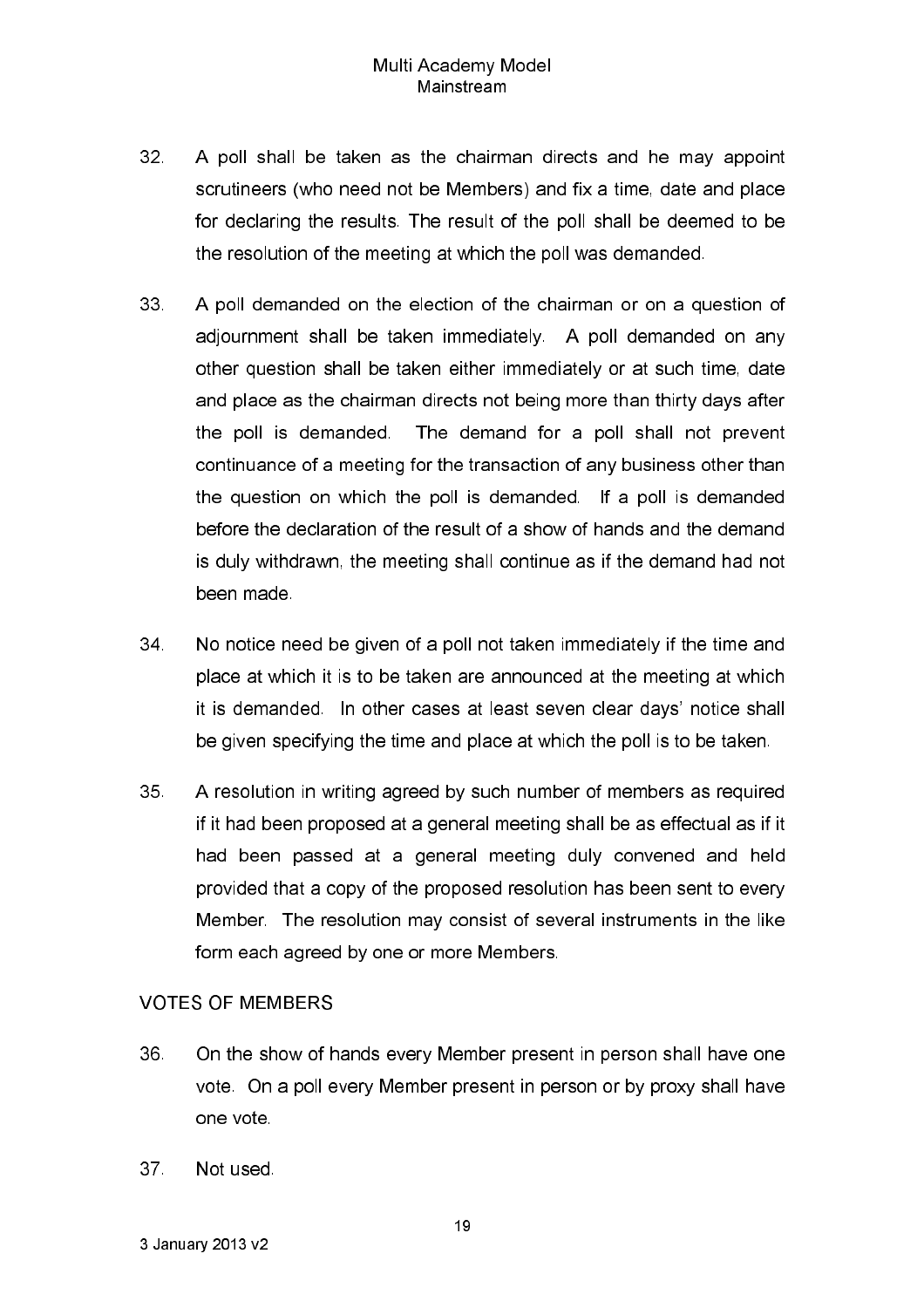32. A poll shall be taken as the chairman directs and he may appoint scrutineers (who need not be Members) and fix a time, date and place for declaring the results. The result of the poll shall be deemed to be the resolution of the meeting at which the poll was demanded.

33. A poll demanded on the election of the chairman or on a question of adjournment shall be taken immediately. A poll demanded on any other question shall be taken either immediately or at such time, date and place as the chairman directs not being more than thirty days after the poll is demanded. The demand for a poll shall not prevent continuance of a meeting for the transaction of any business other than the question on which the poll is demanded. If a poll is demanded before the declaration of the result of a show of hands and the demand is duly withdrawn, the meeting shall continue as if the demand had not been made.

34. No notice need be given of a poll not taken immediately if the time and place at which it is to be taken are announced at the meeting at which it is demanded. In other cases at least seven clear days' notice shall be given specifying the time and place at which the poll is to be taken.

35. A resolution in writing agreed by such number of members as required if it had been proposed at a general meeting shall be as effectual as if it had been passed at a general meeting duly convened and held provided that a copy of the proposed resolution has been sent to every Member. The resolution may consist of several instruments in the like form each agreed by one or more Members.

## VOTES OF MEMBERS

36. On the show of hands every Member present in person shall have one vote. On a poll every Member present in person or by proxy shall have one vote.

37. Not used.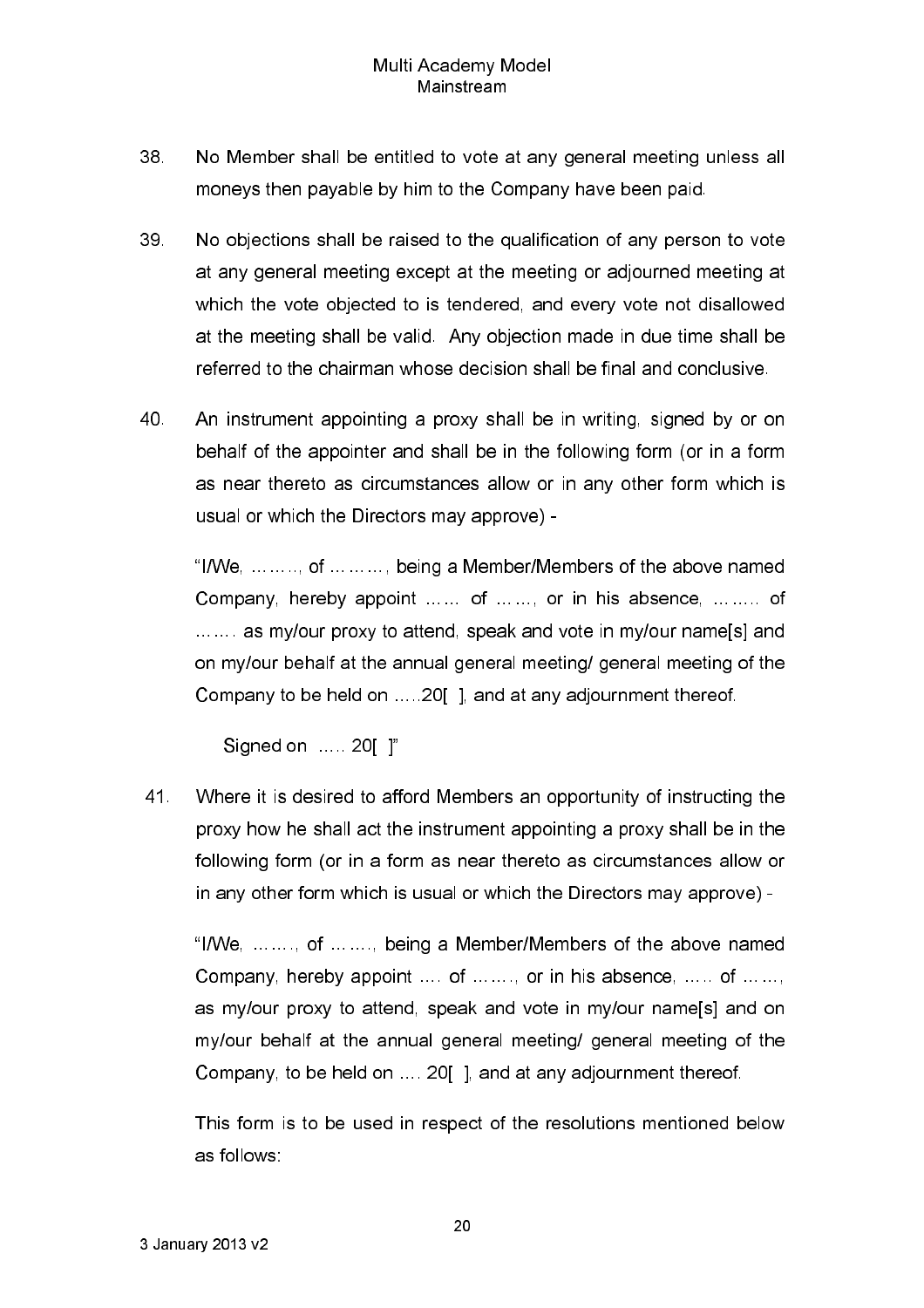38. No Member shall be entitled to vote at any general meeting unless all moneys then payable by him to the Company have been paid.

39. No objections shall be raised to the qualification of any person to vote at any general meeting except at the meeting or adjourned meeting at which the vote objected to is tendered, and every vote not disallowed at the meeting shall be valid. Any objection made in due time shall be referred to the chairman whose decision shall be final and conclusive.

40. An instrument appointing a proxy shall be in writing, signed by or on behalf of the appointer and shall be in the following form (or in a form as near thereto as circumstances allow or in any other form which is usual or which the Directors may approve) -

 "I/We, ………, of ………, being a Member/Members of the above named Company, hereby appoint …… of ……, or in his absence, ……. of ……. as my/our proxy to attend, speak and vote in my/our name[s] and on my/our behalf at the annual general meeting/ general meeting of the Company to be held on …..20[ ], and at any adjournment thereof.

 Signed on ….. 20[ ]"

41. Where it is desired to afford Members an opportunity of instructing the proxy how he shall act the instrument appointing a proxy shall be in the following form (or in a form as near thereto as circumstances allow or in any other form which is usual or which the Directors may approve) -

 "I/We, ……., of ……., being a Member/Members of the above named Company, hereby appoint …. of ……., or in his absence, ….. of ……, as my/our proxy to attend, speak and vote in my/our name[s] and on my/our behalf at the annual general meeting/ general meeting of the Company, to be held on …. 20[ ], and at any adjournment thereof.

 This form is to be used in respect of the resolutions mentioned below as follows: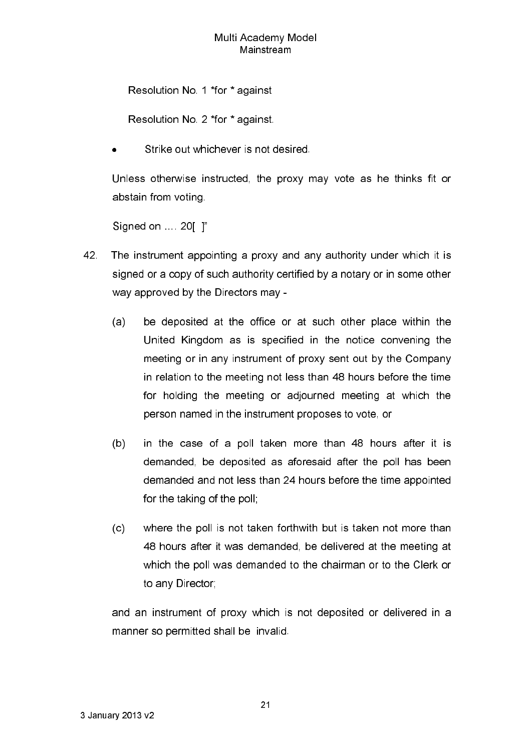Resolution No. 1 *for * against

Resolution No. 2 *for * against.

- Strike out whichever is not desired.

Unless otherwise instructed, the proxy may vote as he thinks fit or abstain from voting.

Signed on .... 20[ ]"

42. The instrument appointing a proxy and any authority under which it is signed or a copy of such authority certified by a notary or in some other way approved by the Directors may -

    (a) be deposited at the office or at such other place within the United Kingdom as is specified in the notice convening the meeting or in any instrument of proxy sent out by the Company in relation to the meeting not less than 48 hours before the time for holding the meeting or adjourned meeting at which the person named in the instrument proposes to vote, or

    (b) in the case of a poll taken more than 48 hours after it is demanded, be deposited as aforesaid after the poll has been demanded and not less than 24 hours before the time appointed for the taking of the poll;

    (c) where the poll is not taken forthwith but is taken not more than 48 hours after it was demanded, be delivered at the meeting at which the poll was demanded to the chairman or to the Clerk or to any Director;

    and an instrument of proxy which is not deposited or delivered in a manner so permitted shall be invalid.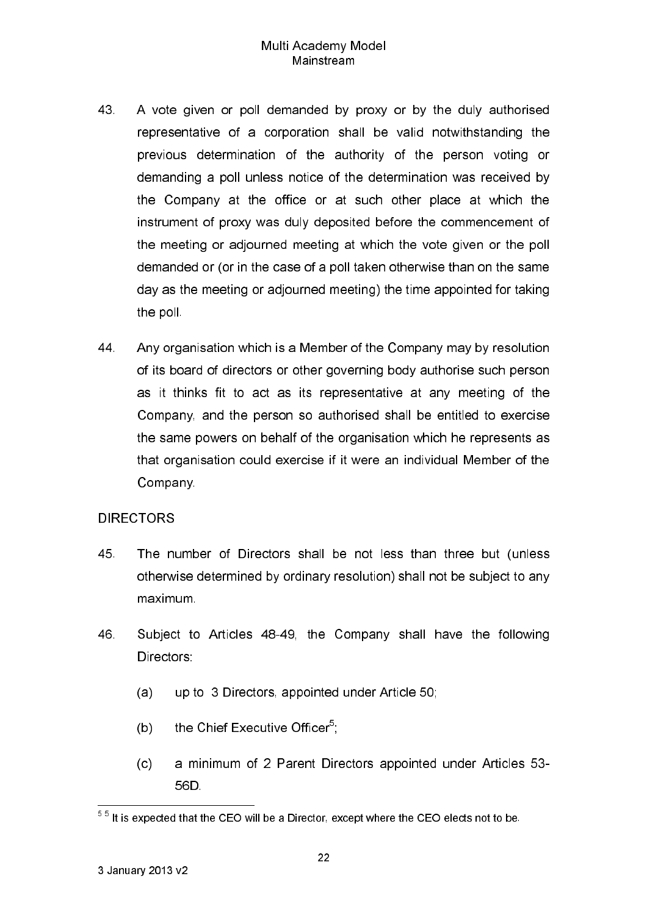43. A vote given or poll demanded by proxy or by the duly authorised representative of a corporation shall be valid notwithstanding the previous determination of the authority of the person voting or demanding a poll unless notice of the determination was received by the Company at the office or at such other place at which the instrument of proxy was duly deposited before the commencement of the meeting or adjourned meeting at which the vote given or the poll demanded or (or in the case of a poll taken otherwise than on the same day as the meeting or adjourned meeting) the time appointed for taking the poll.

44. Any organisation which is a Member of the Company may by resolution of its board of directors or other governing body authorise such person as it thinks fit to act as its representative at any meeting of the Company, and the person so authorised shall be entitled to exercise the same powers on behalf of the organisation which he represents as that organisation could exercise if it were an individual Member of the Company.

## DIRECTORS

45. The number of Directors shall be not less than three but (unless otherwise determined by ordinary resolution) shall not be subject to any maximum.

46. Subject to Articles 48-49, the Company shall have the following Directors:

    (a) up to 3 Directors, appointed under Article 50;

    (b) the Chief Executive Officer[5];

    (c) a minimum of 2 Parent Directors appointed under Articles 53-56D.

---

[5] It is expected that the CEO will be a Director, except where the CEO elects not to be.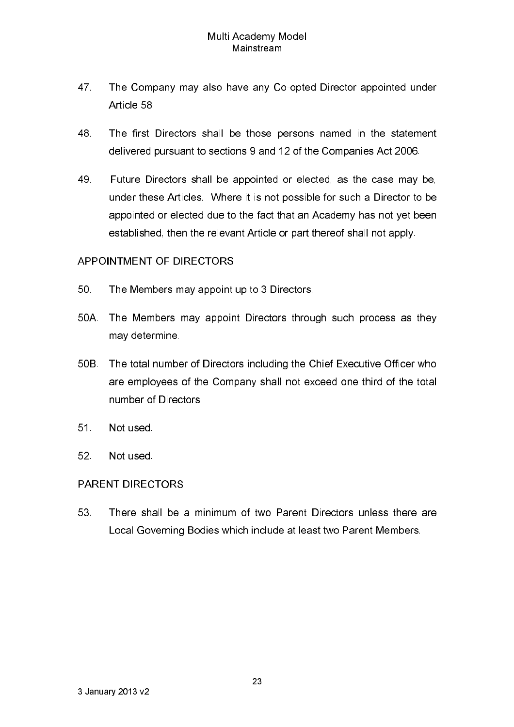47. The Company may also have any Co-opted Director appointed under Article 58.

48. The first Directors shall be those persons named in the statement delivered pursuant to sections 9 and 12 of the Companies Act 2006.

49. Future Directors shall be appointed or elected, as the case may be, under these Articles. Where it is not possible for such a Director to be appointed or elected due to the fact that an Academy has not yet been established, then the relevant Article or part thereof shall not apply.

## APPOINTMENT OF DIRECTORS

50. The Members may appoint up to 3 Directors.

50A. The Members may appoint Directors through such process as they may determine.

50B. The total number of Directors including the Chief Executive Officer who are employees of the Company shall not exceed one third of the total number of Directors.

51. Not used.

52. Not used.

## PARENT DIRECTORS

53. There shall be a minimum of two Parent Directors unless there are Local Governing Bodies which include at least two Parent Members.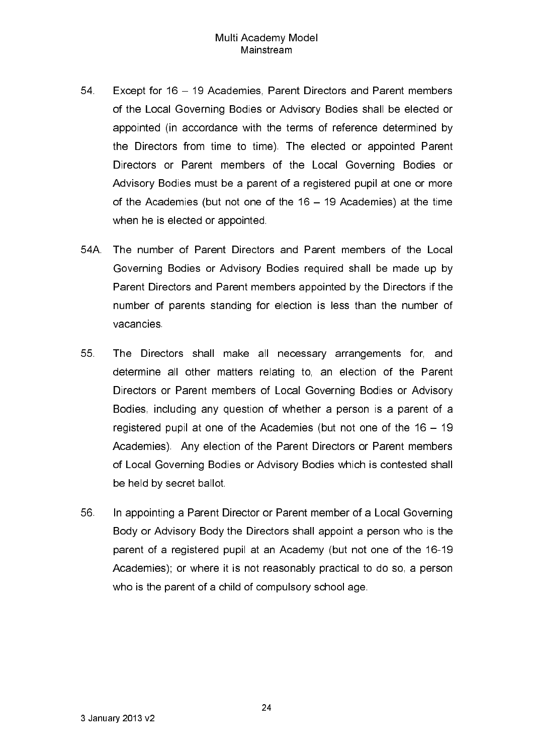54. Except for 16 – 19 Academies, Parent Directors and Parent members of the Local Governing Bodies or Advisory Bodies shall be elected or appointed (in accordance with the terms of reference determined by the Directors from time to time). The elected or appointed Parent Directors or Parent members of the Local Governing Bodies or Advisory Bodies must be a parent of a registered pupil at one or more of the Academies (but not one of the 16 – 19 Academies) at the time when he is elected or appointed.

54A. The number of Parent Directors and Parent members of the Local Governing Bodies or Advisory Bodies required shall be made up by Parent Directors and Parent members appointed by the Directors if the number of parents standing for election is less than the number of vacancies.

55. The Directors shall make all necessary arrangements for, and determine all other matters relating to, an election of the Parent Directors or Parent members of Local Governing Bodies or Advisory Bodies, including any question of whether a person is a parent of a registered pupil at one of the Academies (but not one of the 16 – 19 Academies). Any election of the Parent Directors or Parent members of Local Governing Bodies or Advisory Bodies which is contested shall be held by secret ballot.

56. In appointing a Parent Director or Parent member of a Local Governing Body or Advisory Body the Directors shall appoint a person who is the parent of a registered pupil at an Academy (but not one of the 16-19 Academies); or where it is not reasonably practical to do so, a person who is the parent of a child of compulsory school age.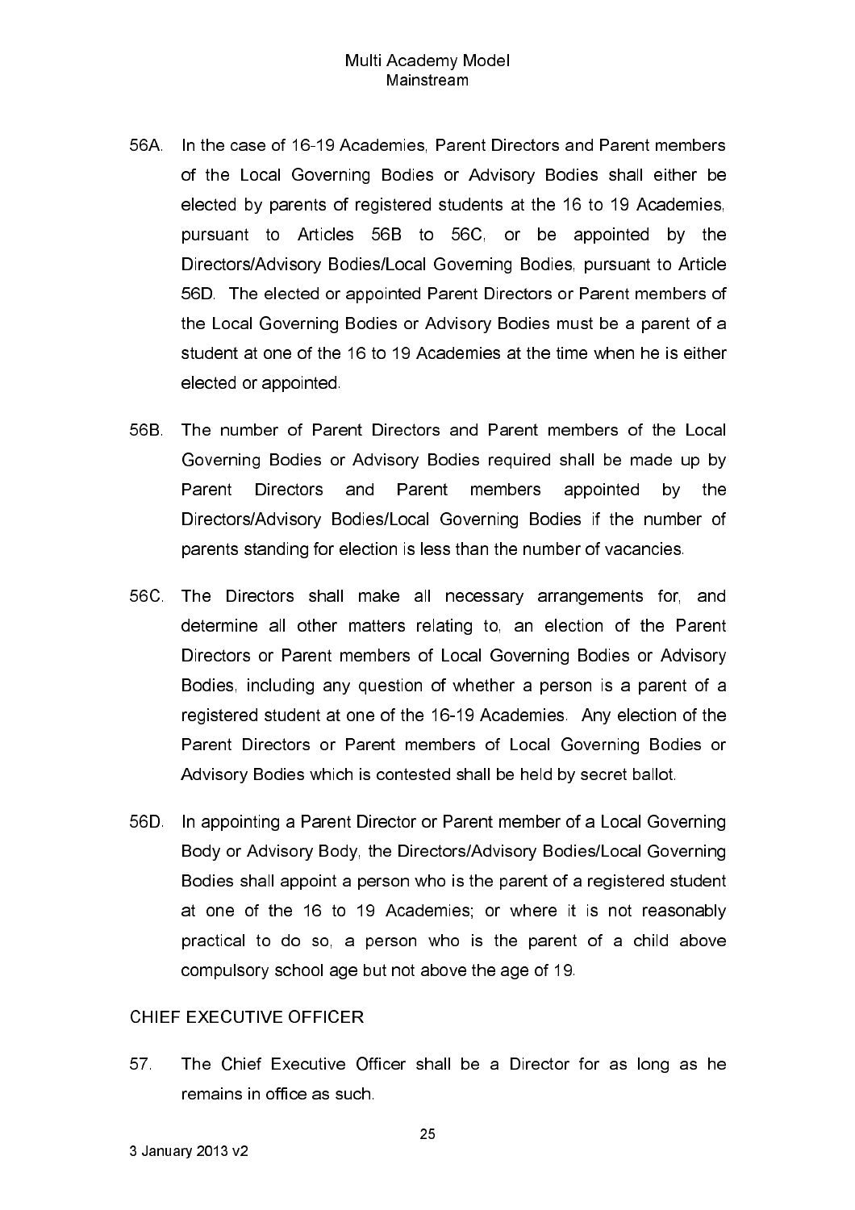56A. In the case of 16-19 Academies, Parent Directors and Parent members of the Local Governing Bodies or Advisory Bodies shall either be elected by parents of registered students at the 16 to 19 Academies, pursuant to Articles 56B to 56C, or be appointed by the Directors/Advisory Bodies/Local Governing Bodies, pursuant to Article 56D. The elected or appointed Parent Directors or Parent members of the Local Governing Bodies or Advisory Bodies must be a parent of a student at one of the 16 to 19 Academies at the time when he is either elected or appointed.

56B. The number of Parent Directors and Parent members of the Local Governing Bodies or Advisory Bodies required shall be made up by Parent Directors and Parent members appointed by the Directors/Advisory Bodies/Local Governing Bodies if the number of parents standing for election is less than the number of vacancies.

56C. The Directors shall make all necessary arrangements for, and determine all other matters relating to, an election of the Parent Directors or Parent members of Local Governing Bodies or Advisory Bodies, including any question of whether a person is a parent of a registered student at one of the 16-19 Academies. Any election of the Parent Directors or Parent members of Local Governing Bodies or Advisory Bodies which is contested shall be held by secret ballot.

56D. In appointing a Parent Director or Parent member of a Local Governing Body or Advisory Body, the Directors/Advisory Bodies/Local Governing Bodies shall appoint a person who is the parent of a registered student at one of the 16 to 19 Academies; or where it is not reasonably practical to do so, a person who is the parent of a child above compulsory school age but not above the age of 19.

CHIEF EXECUTIVE OFFICER

57. The Chief Executive Officer shall be a Director for as long as he remains in office as such.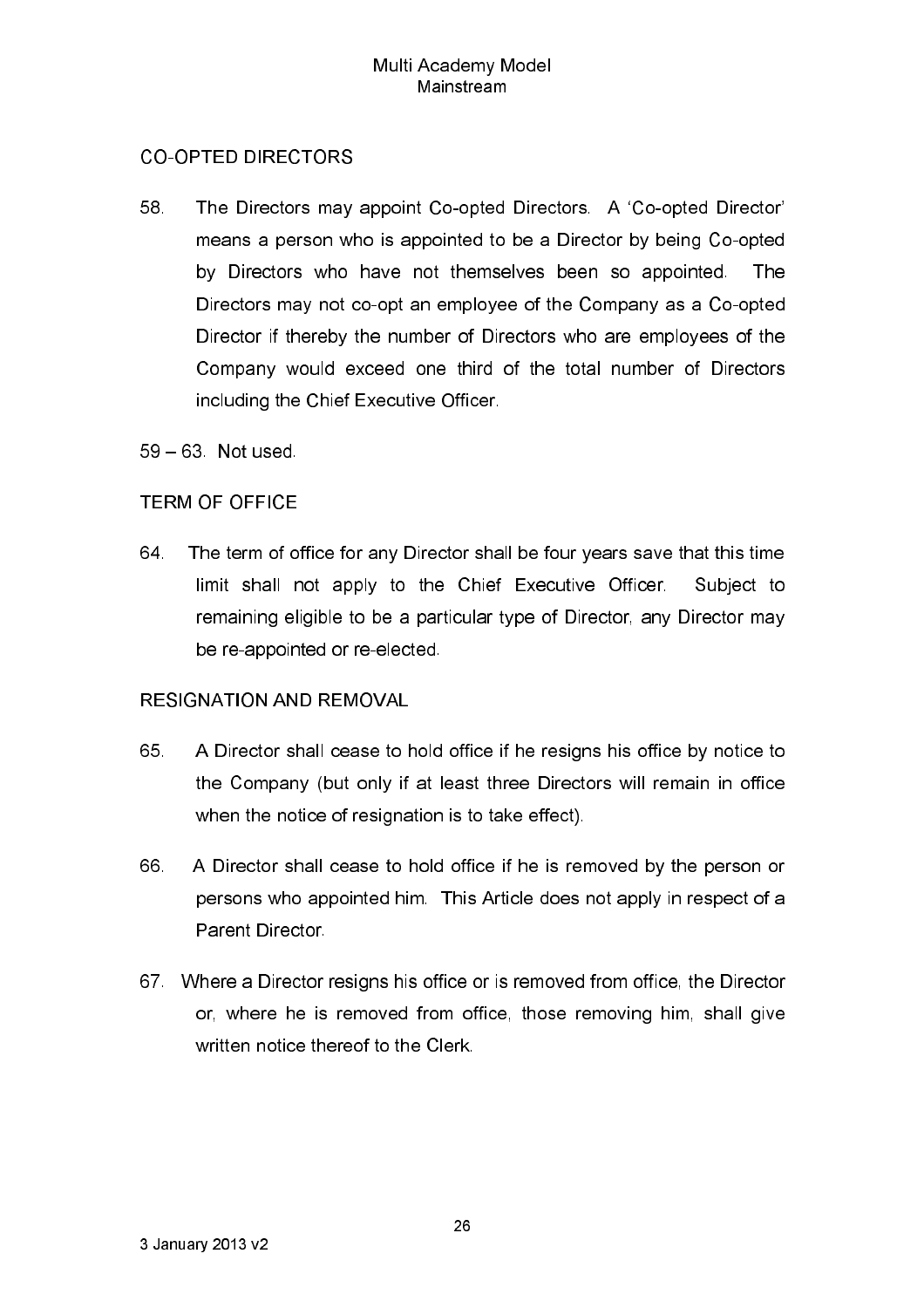## CO-OPTED DIRECTORS

58. The Directors may appoint Co-opted Directors. A 'Co-opted Director' means a person who is appointed to be a Director by being Co-opted by Directors who have not themselves been so appointed. The Directors may not co-opt an employee of the Company as a Co-opted Director if thereby the number of Directors who are employees of the Company would exceed one third of the total number of Directors including the Chief Executive Officer.

59 – 63. Not used.

## TERM OF OFFICE

64. The term of office for any Director shall be four years save that this time limit shall not apply to the Chief Executive Officer. Subject to remaining eligible to be a particular type of Director, any Director may be re-appointed or re-elected.

## RESIGNATION AND REMOVAL

65. A Director shall cease to hold office if he resigns his office by notice to the Company (but only if at least three Directors will remain in office when the notice of resignation is to take effect).

66. A Director shall cease to hold office if he is removed by the person or persons who appointed him. This Article does not apply in respect of a Parent Director.

67. Where a Director resigns his office or is removed from office, the Director or, where he is removed from office, those removing him, shall give written notice thereof to the Clerk.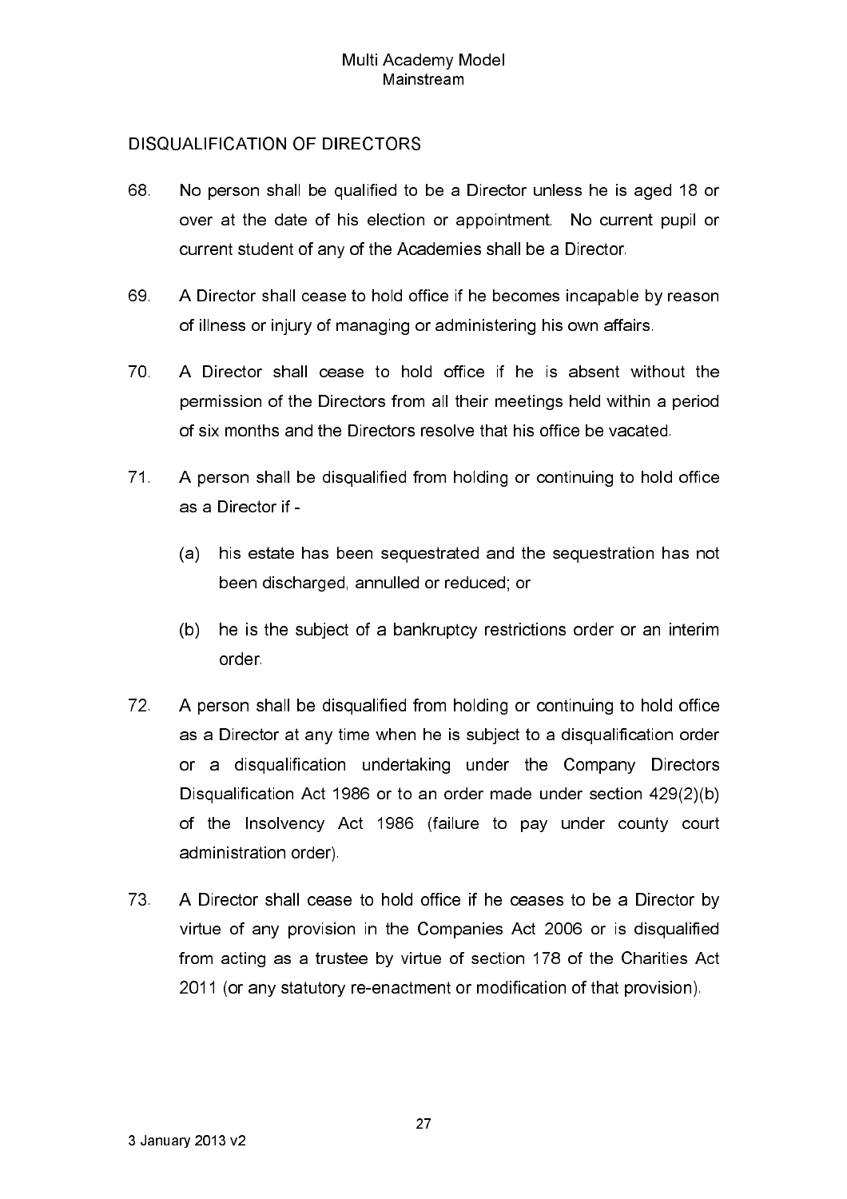## DISQUALIFICATION OF DIRECTORS

68. No person shall be qualified to be a Director unless he is aged 18 or over at the date of his election or appointment. No current pupil or current student of any of the Academies shall be a Director.

69. A Director shall cease to hold office if he becomes incapable by reason of illness or injury of managing or administering his own affairs.

70. A Director shall cease to hold office if he is absent without the permission of the Directors from all their meetings held within a period of six months and the Directors resolve that his office be vacated.

71. A person shall be disqualified from holding or continuing to hold office as a Director if -

    (a) his estate has been sequestrated and the sequestration has not been discharged, annulled or reduced; or

    (b) he is the subject of a bankruptcy restrictions order or an interim order.

72. A person shall be disqualified from holding or continuing to hold office as a Director at any time when he is subject to a disqualification order or a disqualification undertaking under the Company Directors Disqualification Act 1986 or to an order made under section 429(2)(b) of the Insolvency Act 1986 (failure to pay under county court administration order).

73. A Director shall cease to hold office if he ceases to be a Director by virtue of any provision in the Companies Act 2006 or is disqualified from acting as a trustee by virtue of section 178 of the Charities Act 2011 (or any statutory re-enactment or modification of that provision).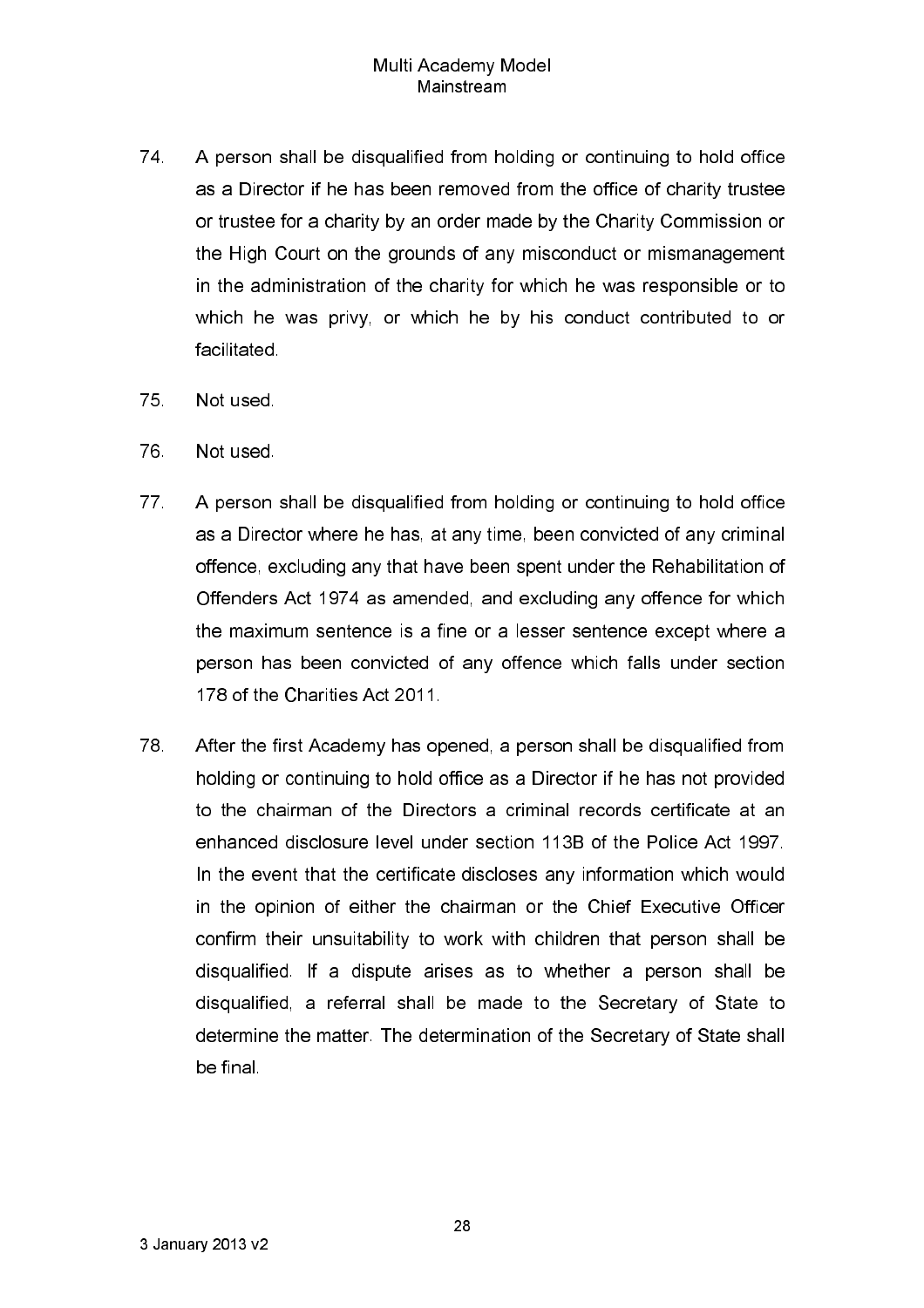74. A person shall be disqualified from holding or continuing to hold office as a Director if he has been removed from the office of charity trustee or trustee for a charity by an order made by the Charity Commission or the High Court on the grounds of any misconduct or mismanagement in the administration of the charity for which he was responsible or to which he was privy, or which he by his conduct contributed to or facilitated.

75. Not used.

76. Not used.

77. A person shall be disqualified from holding or continuing to hold office as a Director where he has, at any time, been convicted of any criminal offence, excluding any that have been spent under the Rehabilitation of Offenders Act 1974 as amended, and excluding any offence for which the maximum sentence is a fine or a lesser sentence except where a person has been convicted of any offence which falls under section 178 of the Charities Act 2011.

78. After the first Academy has opened, a person shall be disqualified from holding or continuing to hold office as a Director if he has not provided to the chairman of the Directors a criminal records certificate at an enhanced disclosure level under section 113B of the Police Act 1997. In the event that the certificate discloses any information which would in the opinion of either the chairman or the Chief Executive Officer confirm their unsuitability to work with children that person shall be disqualified. If a dispute arises as to whether a person shall be disqualified, a referral shall be made to the Secretary of State to determine the matter. The determination of the Secretary of State shall be final.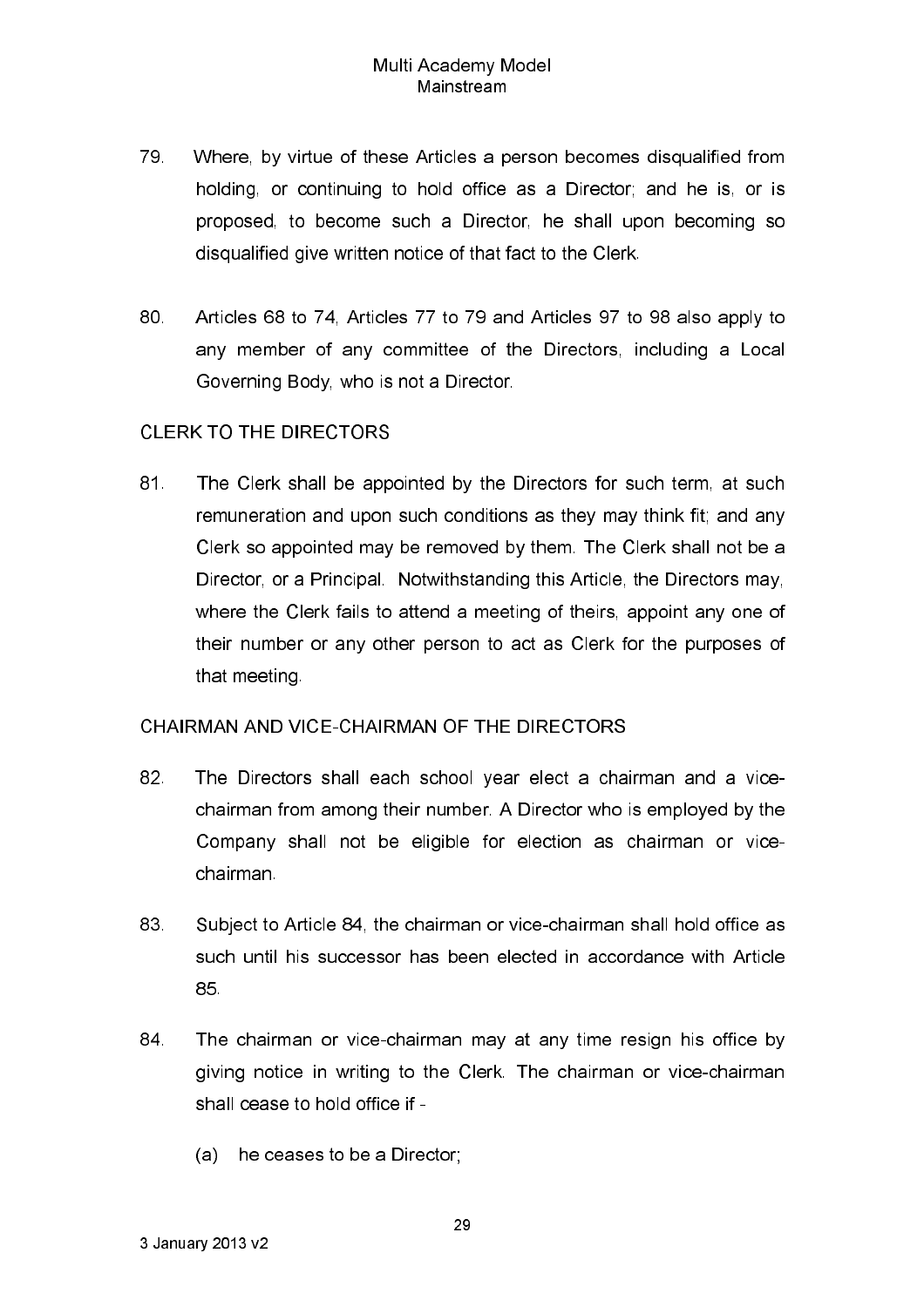79. Where, by virtue of these Articles a person becomes disqualified from holding, or continuing to hold office as a Director; and he is, or is proposed, to become such a Director, he shall upon becoming so disqualified give written notice of that fact to the Clerk.

80. Articles 68 to 74, Articles 77 to 79 and Articles 97 to 98 also apply to any member of any committee of the Directors, including a Local Governing Body, who is not a Director.

## CLERK TO THE DIRECTORS

81. The Clerk shall be appointed by the Directors for such term, at such remuneration and upon such conditions as they may think fit; and any Clerk so appointed may be removed by them. The Clerk shall not be a Director, or a Principal. Notwithstanding this Article, the Directors may, where the Clerk fails to attend a meeting of theirs, appoint any one of their number or any other person to act as Clerk for the purposes of that meeting.

## CHAIRMAN AND VICE-CHAIRMAN OF THE DIRECTORS

82. The Directors shall each school year elect a chairman and a vice-chairman from among their number. A Director who is employed by the Company shall not be eligible for election as chairman or vice-chairman.

83. Subject to Article 84, the chairman or vice-chairman shall hold office as such until his successor has been elected in accordance with Article 85.

84. The chairman or vice-chairman may at any time resign his office by giving notice in writing to the Clerk. The chairman or vice-chairman shall cease to hold office if -

    (a) he ceases to be a Director;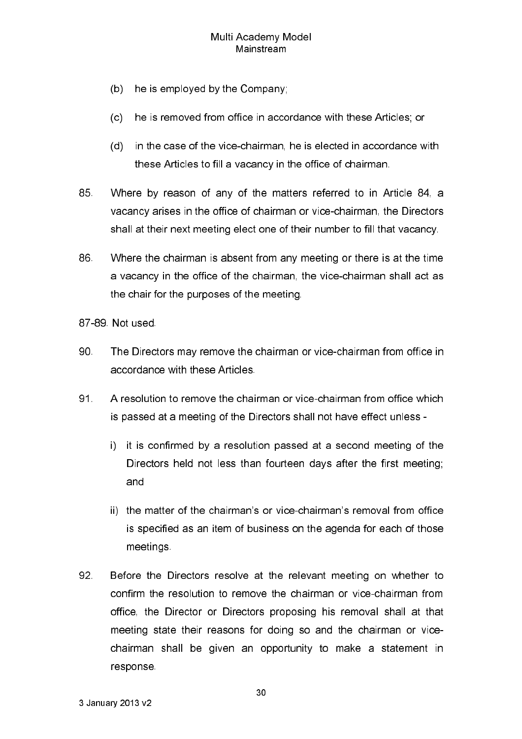(b) he is employed by the Company;

(c) he is removed from office in accordance with these Articles; or

(d) in the case of the vice-chairman, he is elected in accordance with these Articles to fill a vacancy in the office of chairman.

85. Where by reason of any of the matters referred to in Article 84, a vacancy arises in the office of chairman or vice-chairman, the Directors shall at their next meeting elect one of their number to fill that vacancy.

86. Where the chairman is absent from any meeting or there is at the time a vacancy in the office of the chairman, the vice-chairman shall act as the chair for the purposes of the meeting.

87-89. Not used.

90. The Directors may remove the chairman or vice-chairman from office in accordance with these Articles.

91. A resolution to remove the chairman or vice-chairman from office which is passed at a meeting of the Directors shall not have effect unless -

i) it is confirmed by a resolution passed at a second meeting of the Directors held not less than fourteen days after the first meeting; and

ii) the matter of the chairman's or vice-chairman's removal from office is specified as an item of business on the agenda for each of those meetings.

92. Before the Directors resolve at the relevant meeting on whether to confirm the resolution to remove the chairman or vice-chairman from office, the Director or Directors proposing his removal shall at that meeting state their reasons for doing so and the chairman or vice-chairman shall be given an opportunity to make a statement in response.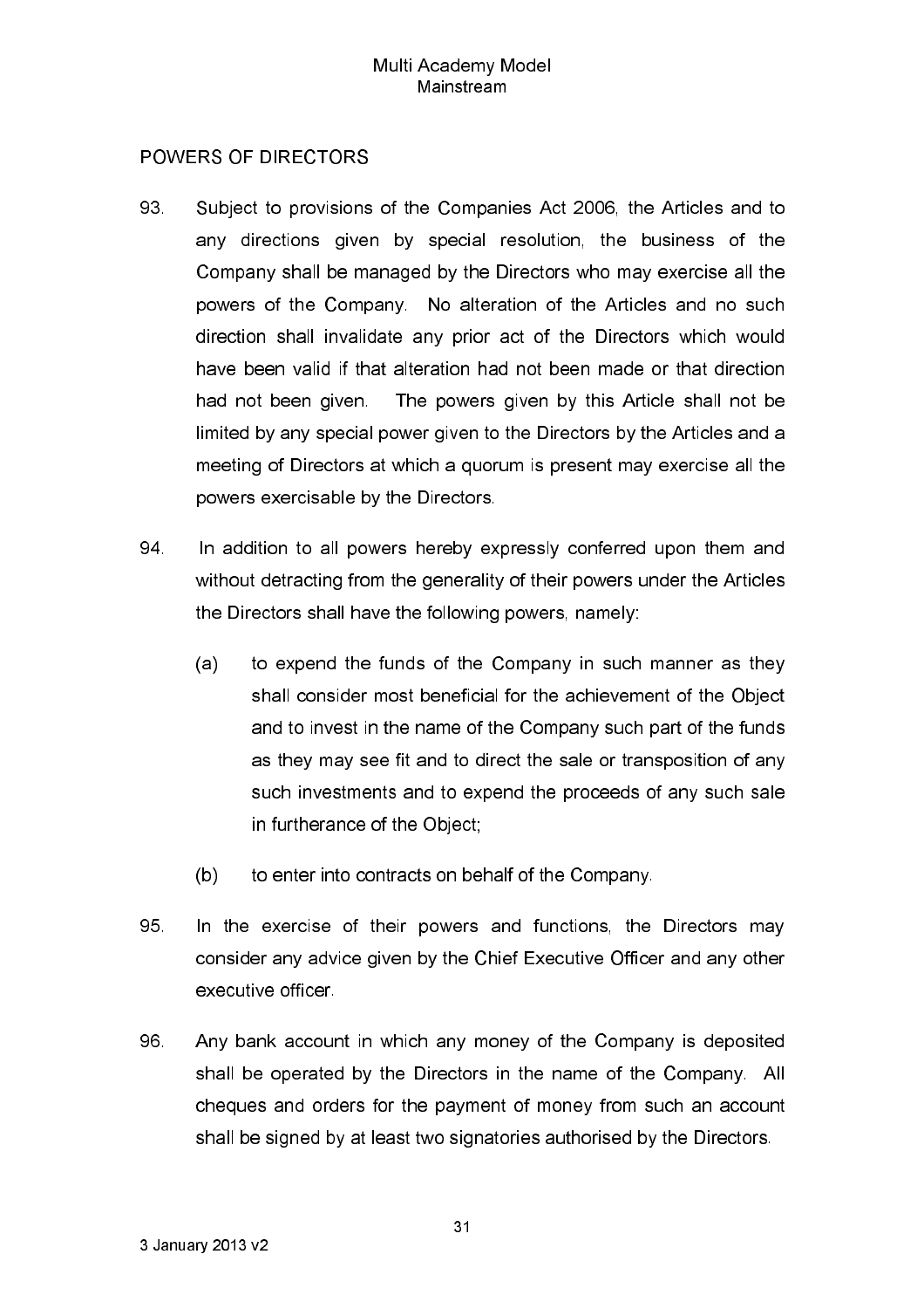## POWERS OF DIRECTORS

93. Subject to provisions of the Companies Act 2006, the Articles and to any directions given by special resolution, the business of the Company shall be managed by the Directors who may exercise all the powers of the Company. No alteration of the Articles and no such direction shall invalidate any prior act of the Directors which would have been valid if that alteration had not been made or that direction had not been given. The powers given by this Article shall not be limited by any special power given to the Directors by the Articles and a meeting of Directors at which a quorum is present may exercise all the powers exercisable by the Directors.

94. In addition to all powers hereby expressly conferred upon them and without detracting from the generality of their powers under the Articles the Directors shall have the following powers, namely:

    (a) to expend the funds of the Company in such manner as they shall consider most beneficial for the achievement of the Object and to invest in the name of the Company such part of the funds as they may see fit and to direct the sale or transposition of any such investments and to expend the proceeds of any such sale in furtherance of the Object;

    (b) to enter into contracts on behalf of the Company.

95. In the exercise of their powers and functions, the Directors may consider any advice given by the Chief Executive Officer and any other executive officer.

96. Any bank account in which any money of the Company is deposited shall be operated by the Directors in the name of the Company. All cheques and orders for the payment of money from such an account shall be signed by at least two signatories authorised by the Directors.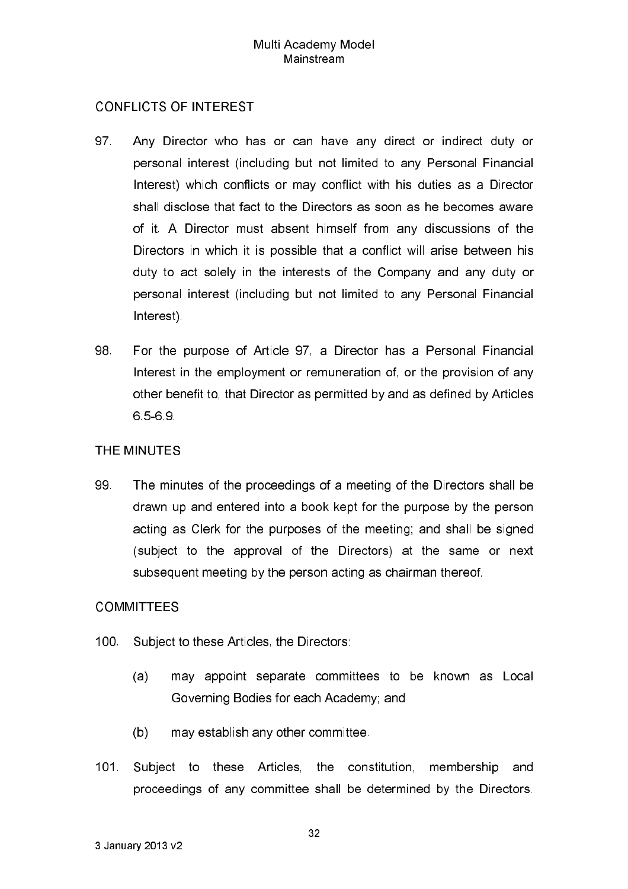## CONFLICTS OF INTEREST

97. Any Director who has or can have any direct or indirect duty or personal interest (including but not limited to any Personal Financial Interest) which conflicts or may conflict with his duties as a Director shall disclose that fact to the Directors as soon as he becomes aware of it. A Director must absent himself from any discussions of the Directors in which it is possible that a conflict will arise between his duty to act solely in the interests of the Company and any duty or personal interest (including but not limited to any Personal Financial Interest).

98. For the purpose of Article 97, a Director has a Personal Financial Interest in the employment or remuneration of, or the provision of any other benefit to, that Director as permitted by and as defined by Articles 6.5-6.9.

## THE MINUTES

99. The minutes of the proceedings of a meeting of the Directors shall be drawn up and entered into a book kept for the purpose by the person acting as Clerk for the purposes of the meeting; and shall be signed (subject to the approval of the Directors) at the same or next subsequent meeting by the person acting as chairman thereof.

## COMMITTEES

100. Subject to these Articles, the Directors:

    (a) may appoint separate committees to be known as Local Governing Bodies for each Academy; and

    (b) may establish any other committee.

101. Subject to these Articles, the constitution, membership and proceedings of any committee shall be determined by the Directors.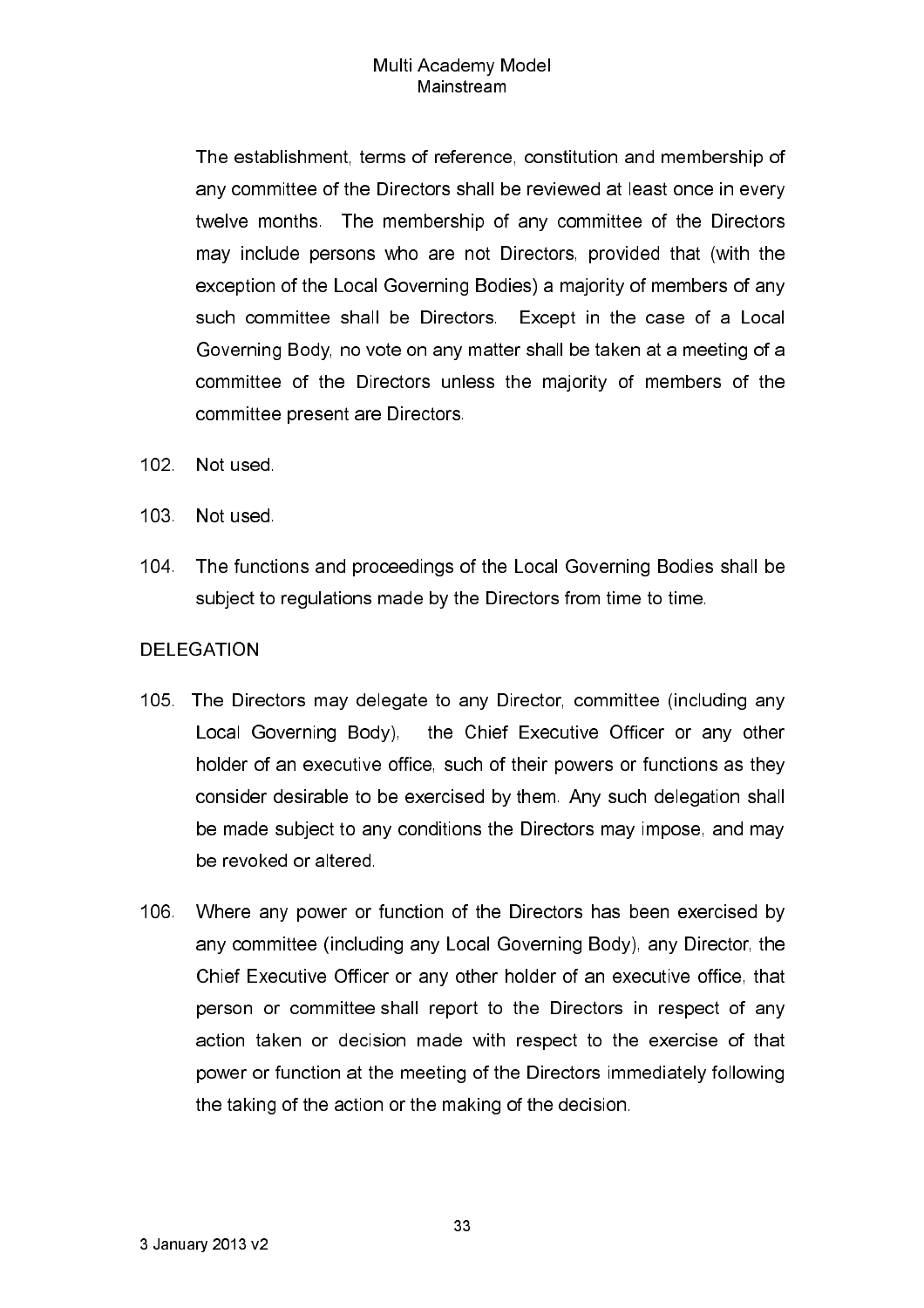The establishment, terms of reference, constitution and membership of any committee of the Directors shall be reviewed at least once in every twelve months. The membership of any committee of the Directors may include persons who are not Directors, provided that (with the exception of the Local Governing Bodies) a majority of members of any such committee shall be Directors. Except in the case of a Local Governing Body, no vote on any matter shall be taken at a meeting of a committee of the Directors unless the majority of members of the committee present are Directors.

102. Not used.

103. Not used.

104. The functions and proceedings of the Local Governing Bodies shall be subject to regulations made by the Directors from time to time.

DELEGATION

105. The Directors may delegate to any Director, committee (including any Local Governing Body), the Chief Executive Officer or any other holder of an executive office, such of their powers or functions as they consider desirable to be exercised by them. Any such delegation shall be made subject to any conditions the Directors may impose, and may be revoked or altered.

106. Where any power or function of the Directors has been exercised by any committee (including any Local Governing Body), any Director, the Chief Executive Officer or any other holder of an executive office, that person or committee shall report to the Directors in respect of any action taken or decision made with respect to the exercise of that power or function at the meeting of the Directors immediately following the taking of the action or the making of the decision.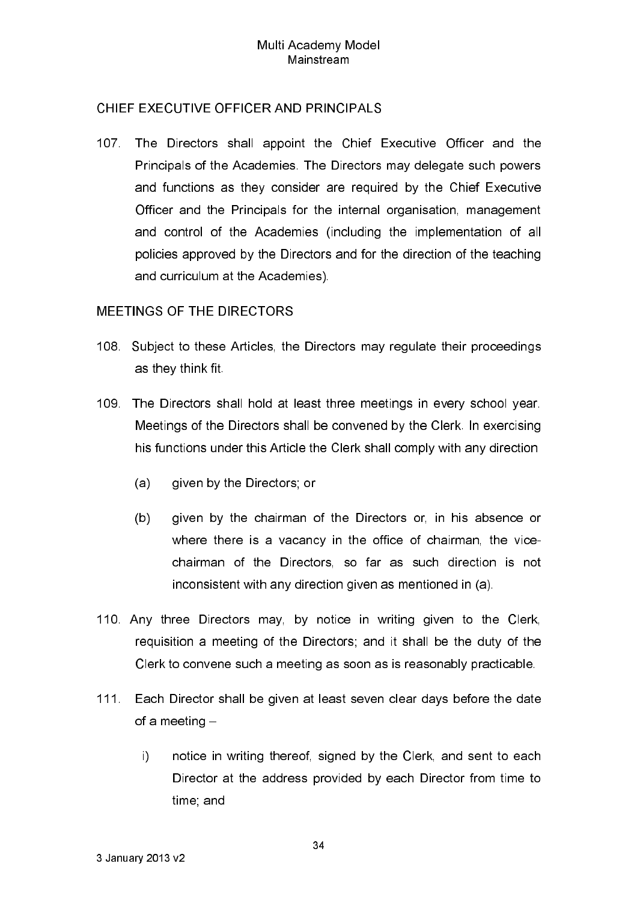## CHIEF EXECUTIVE OFFICER AND PRINCIPALS

107. The Directors shall appoint the Chief Executive Officer and the Principals of the Academies. The Directors may delegate such powers and functions as they consider are required by the Chief Executive Officer and the Principals for the internal organisation, management and control of the Academies (including the implementation of all policies approved by the Directors and for the direction of the teaching and curriculum at the Academies).

## MEETINGS OF THE DIRECTORS

108. Subject to these Articles, the Directors may regulate their proceedings as they think fit.

109. The Directors shall hold at least three meetings in every school year. Meetings of the Directors shall be convened by the Clerk. In exercising his functions under this Article the Clerk shall comply with any direction

    (a) given by the Directors; or

    (b) given by the chairman of the Directors or, in his absence or where there is a vacancy in the office of chairman, the vice-chairman of the Directors, so far as such direction is not inconsistent with any direction given as mentioned in (a).

110. Any three Directors may, by notice in writing given to the Clerk, requisition a meeting of the Directors; and it shall be the duty of the Clerk to convene such a meeting as soon as is reasonably practicable.

111. Each Director shall be given at least seven clear days before the date of a meeting –

    i) notice in writing thereof, signed by the Clerk, and sent to each Director at the address provided by each Director from time to time; and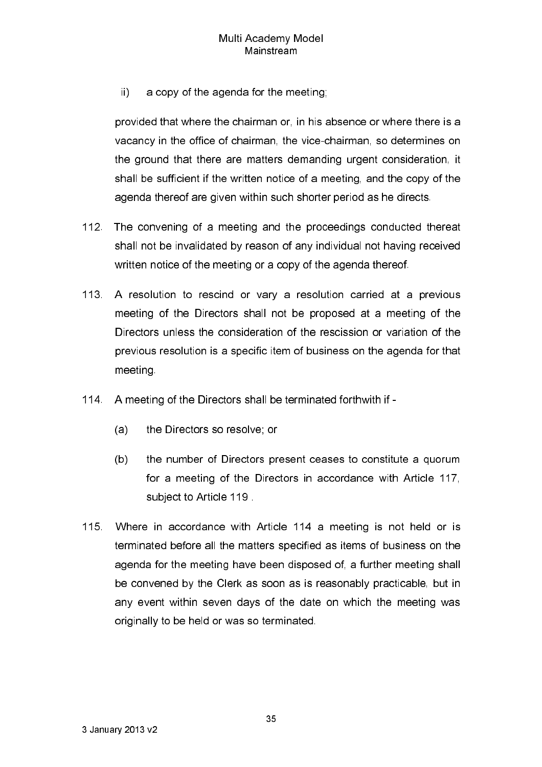ii) a copy of the agenda for the meeting;

provided that where the chairman or, in his absence or where there is a vacancy in the office of chairman, the vice-chairman, so determines on the ground that there are matters demanding urgent consideration, it shall be sufficient if the written notice of a meeting, and the copy of the agenda thereof are given within such shorter period as he directs.

112. The convening of a meeting and the proceedings conducted thereat shall not be invalidated by reason of any individual not having received written notice of the meeting or a copy of the agenda thereof.

113. A resolution to rescind or vary a resolution carried at a previous meeting of the Directors shall not be proposed at a meeting of the Directors unless the consideration of the rescission or variation of the previous resolution is a specific item of business on the agenda for that meeting.

114. A meeting of the Directors shall be terminated forthwith if -

(a) the Directors so resolve; or

(b) the number of Directors present ceases to constitute a quorum for a meeting of the Directors in accordance with Article 117, subject to Article 119 .

115. Where in accordance with Article 114 a meeting is not held or is terminated before all the matters specified as items of business on the agenda for the meeting have been disposed of, a further meeting shall be convened by the Clerk as soon as is reasonably practicable, but in any event within seven days of the date on which the meeting was originally to be held or was so terminated.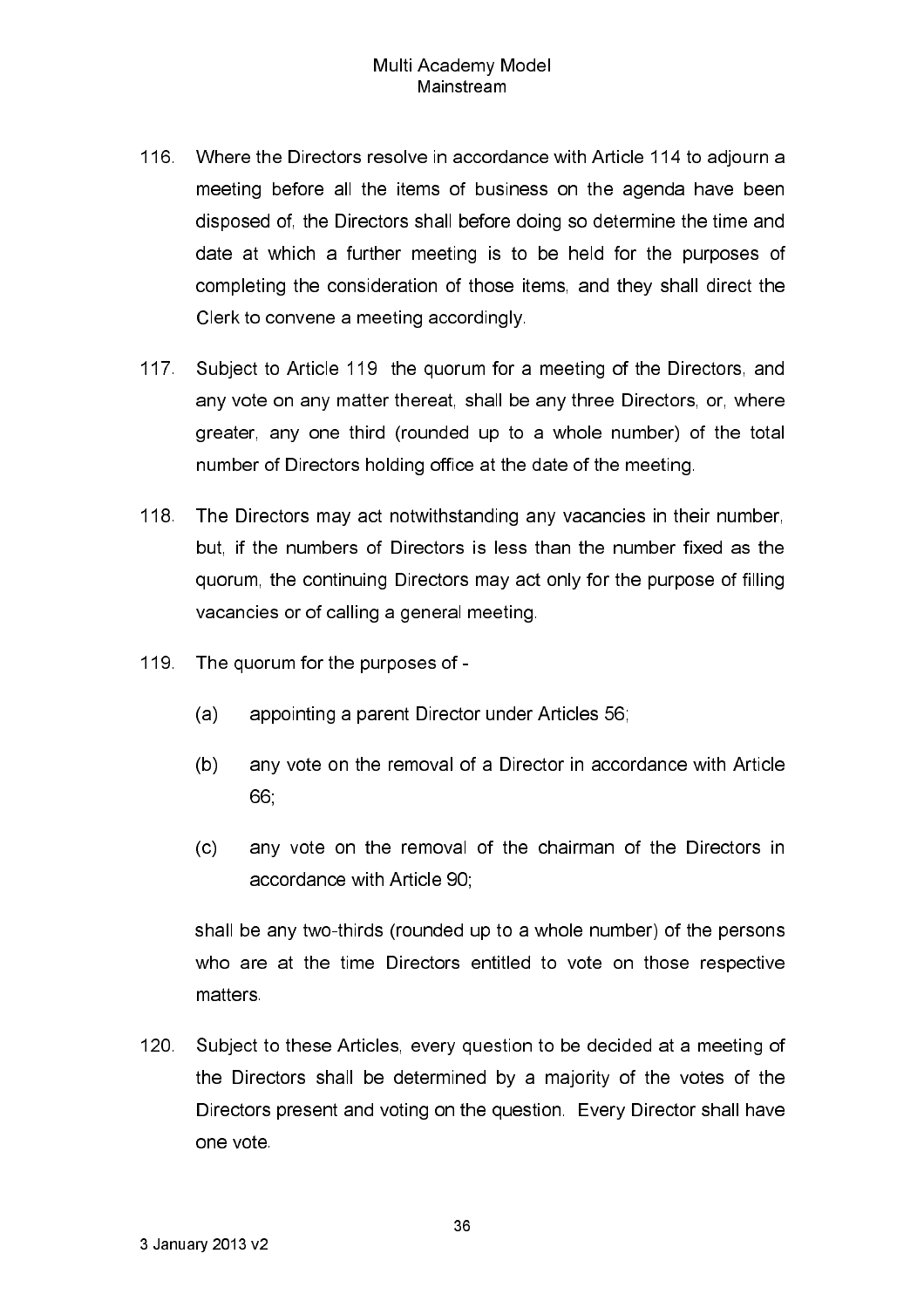116. Where the Directors resolve in accordance with Article 114 to adjourn a meeting before all the items of business on the agenda have been disposed of, the Directors shall before doing so determine the time and date at which a further meeting is to be held for the purposes of completing the consideration of those items, and they shall direct the Clerk to convene a meeting accordingly.

117. Subject to Article 119 the quorum for a meeting of the Directors, and any vote on any matter thereat, shall be any three Directors, or, where greater, any one third (rounded up to a whole number) of the total number of Directors holding office at the date of the meeting.

118. The Directors may act notwithstanding any vacancies in their number, but, if the numbers of Directors is less than the number fixed as the quorum, the continuing Directors may act only for the purpose of filling vacancies or of calling a general meeting.

119. The quorum for the purposes of -

    (a) appointing a parent Director under Articles 56;

    (b) any vote on the removal of a Director in accordance with Article 66;

    (c) any vote on the removal of the chairman of the Directors in accordance with Article 90;

    shall be any two-thirds (rounded up to a whole number) of the persons who are at the time Directors entitled to vote on those respective matters.

120. Subject to these Articles, every question to be decided at a meeting of the Directors shall be determined by a majority of the votes of the Directors present and voting on the question. Every Director shall have one vote.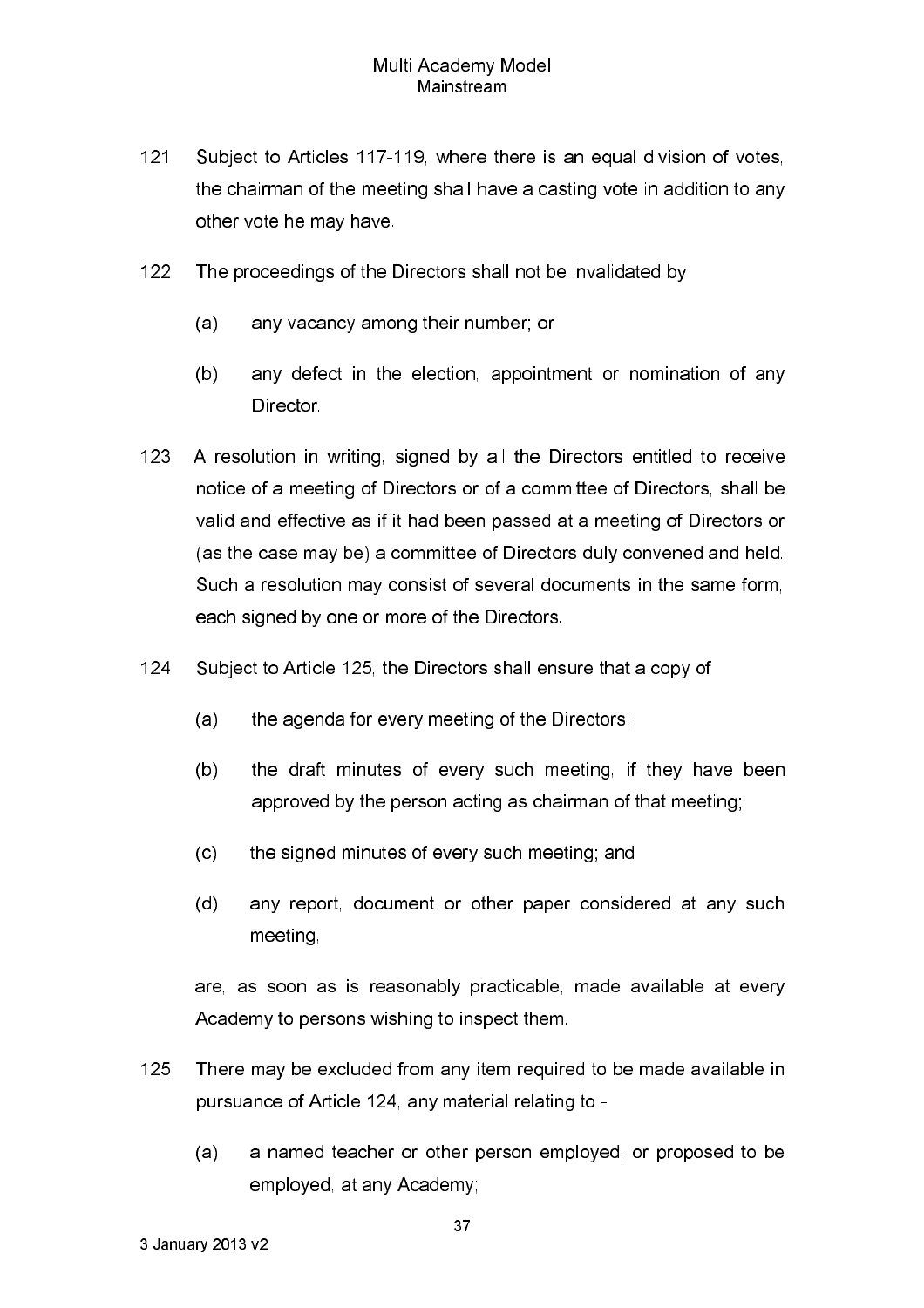121. Subject to Articles 117-119, where there is an equal division of votes, the chairman of the meeting shall have a casting vote in addition to any other vote he may have.

122. The proceedings of the Directors shall not be invalidated by

    (a) any vacancy among their number; or

    (b) any defect in the election, appointment or nomination of any Director.

123. A resolution in writing, signed by all the Directors entitled to receive notice of a meeting of Directors or of a committee of Directors, shall be valid and effective as if it had been passed at a meeting of Directors or (as the case may be) a committee of Directors duly convened and held. Such a resolution may consist of several documents in the same form, each signed by one or more of the Directors.

124. Subject to Article 125, the Directors shall ensure that a copy of

    (a) the agenda for every meeting of the Directors;

    (b) the draft minutes of every such meeting, if they have been approved by the person acting as chairman of that meeting;

    (c) the signed minutes of every such meeting; and

    (d) any report, document or other paper considered at any such meeting,

    are, as soon as is reasonably practicable, made available at every Academy to persons wishing to inspect them.

125. There may be excluded from any item required to be made available in pursuance of Article 124, any material relating to -

    (a) a named teacher or other person employed, or proposed to be employed, at any Academy;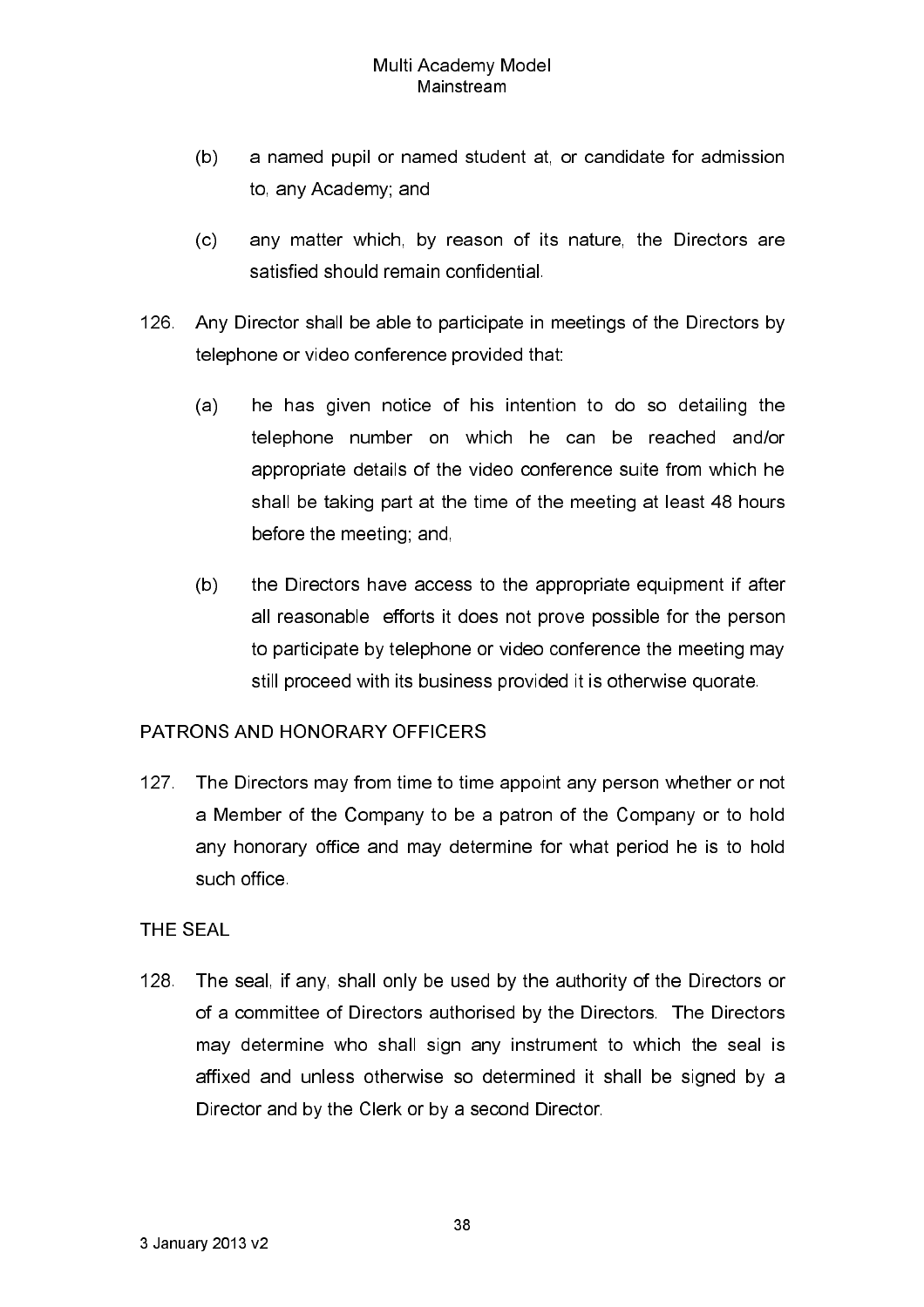(b) a named pupil or named student at, or candidate for admission to, any Academy; and

(c) any matter which, by reason of its nature, the Directors are satisfied should remain confidential.

126. Any Director shall be able to participate in meetings of the Directors by telephone or video conference provided that:

(a) he has given notice of his intention to do so detailing the telephone number on which he can be reached and/or appropriate details of the video conference suite from which he shall be taking part at the time of the meeting at least 48 hours before the meeting; and,

(b) the Directors have access to the appropriate equipment if after all reasonable efforts it does not prove possible for the person to participate by telephone or video conference the meeting may still proceed with its business provided it is otherwise quorate.

PATRONS AND HONORARY OFFICERS

127. The Directors may from time to time appoint any person whether or not a Member of the Company to be a patron of the Company or to hold any honorary office and may determine for what period he is to hold such office.

THE SEAL

128. The seal, if any, shall only be used by the authority of the Directors or of a committee of Directors authorised by the Directors. The Directors may determine who shall sign any instrument to which the seal is affixed and unless otherwise so determined it shall be signed by a Director and by the Clerk or by a second Director.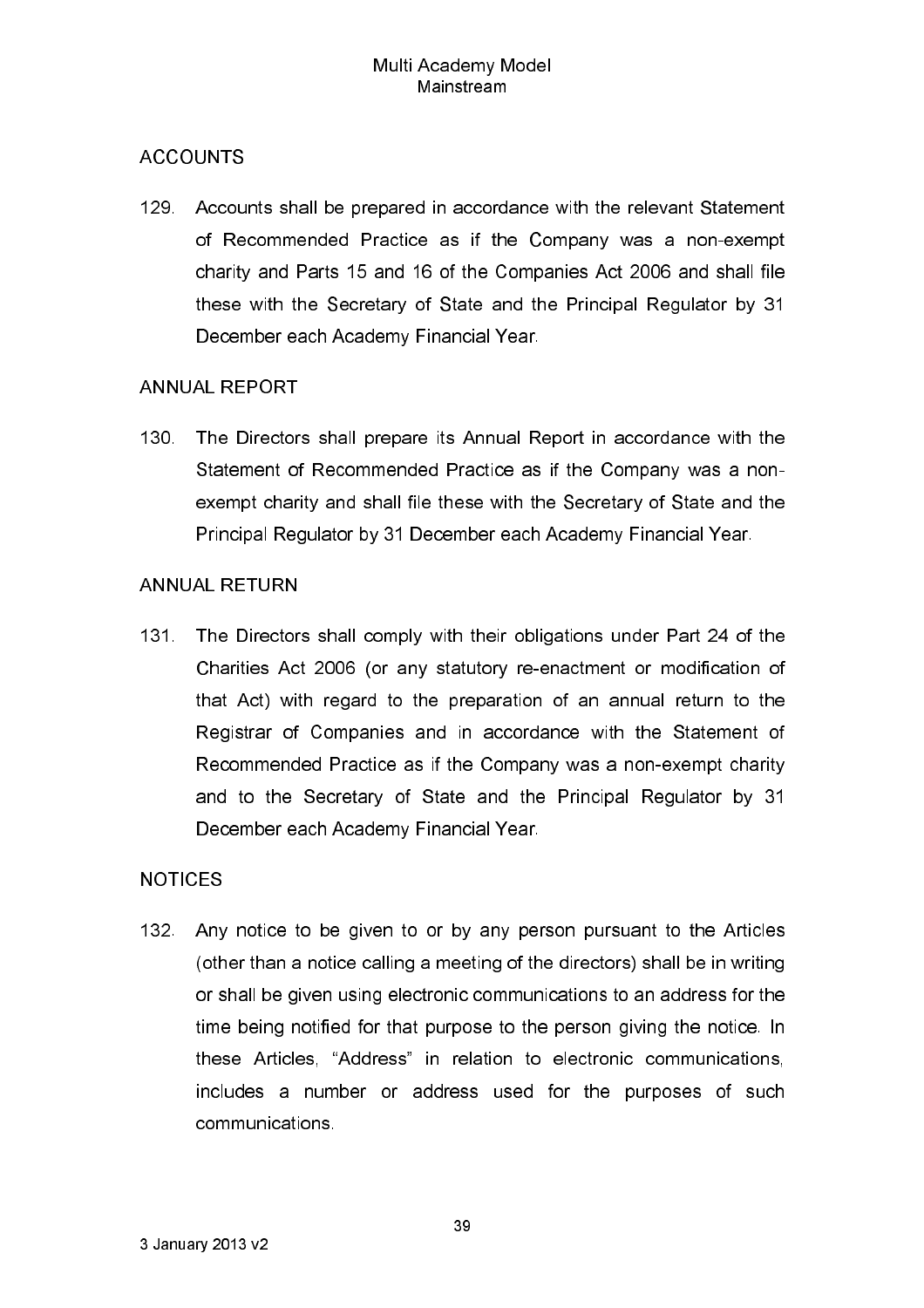## ACCOUNTS

129. Accounts shall be prepared in accordance with the relevant Statement of Recommended Practice as if the Company was a non-exempt charity and Parts 15 and 16 of the Companies Act 2006 and shall file these with the Secretary of State and the Principal Regulator by 31 December each Academy Financial Year.

## ANNUAL REPORT

130. The Directors shall prepare its Annual Report in accordance with the Statement of Recommended Practice as if the Company was a non-exempt charity and shall file these with the Secretary of State and the Principal Regulator by 31 December each Academy Financial Year.

## ANNUAL RETURN

131. The Directors shall comply with their obligations under Part 24 of the Charities Act 2006 (or any statutory re-enactment or modification of that Act) with regard to the preparation of an annual return to the Registrar of Companies and in accordance with the Statement of Recommended Practice as if the Company was a non-exempt charity and to the Secretary of State and the Principal Regulator by 31 December each Academy Financial Year.

## NOTICES

132. Any notice to be given to or by any person pursuant to the Articles (other than a notice calling a meeting of the directors) shall be in writing or shall be given using electronic communications to an address for the time being notified for that purpose to the person giving the notice. In these Articles, "Address" in relation to electronic communications, includes a number or address used for the purposes of such communications.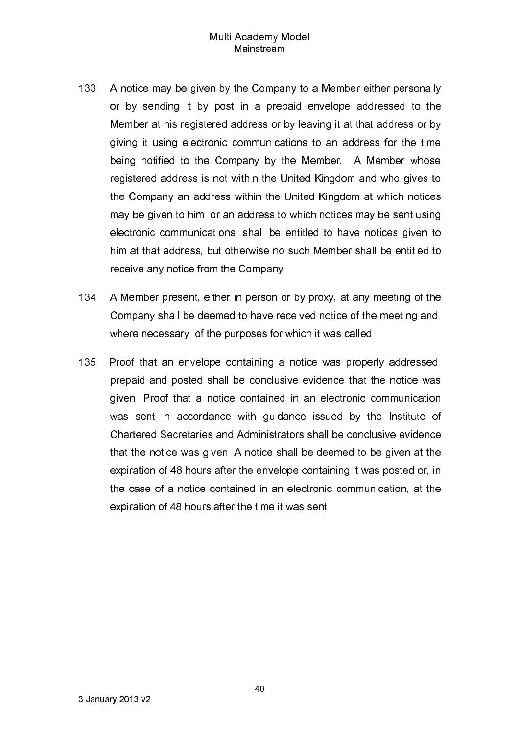133. A notice may be given by the Company to a Member either personally or by sending it by post in a prepaid envelope addressed to the Member at his registered address or by leaving it at that address or by giving it using electronic communications to an address for the time being notified to the Company by the Member. A Member whose registered address is not within the United Kingdom and who gives to the Company an address within the United Kingdom at which notices may be given to him, or an address to which notices may be sent using electronic communications, shall be entitled to have notices given to him at that address, but otherwise no such Member shall be entitled to receive any notice from the Company.

134. A Member present, either in person or by proxy, at any meeting of the Company shall be deemed to have received notice of the meeting and, where necessary, of the purposes for which it was called.

135. Proof that an envelope containing a notice was properly addressed, prepaid and posted shall be conclusive evidence that the notice was given. Proof that a notice contained in an electronic communication was sent in accordance with guidance issued by the Institute of Chartered Secretaries and Administrators shall be conclusive evidence that the notice was given. A notice shall be deemed to be given at the expiration of 48 hours after the envelope containing it was posted or, in the case of a notice contained in an electronic communication, at the expiration of 48 hours after the time it was sent.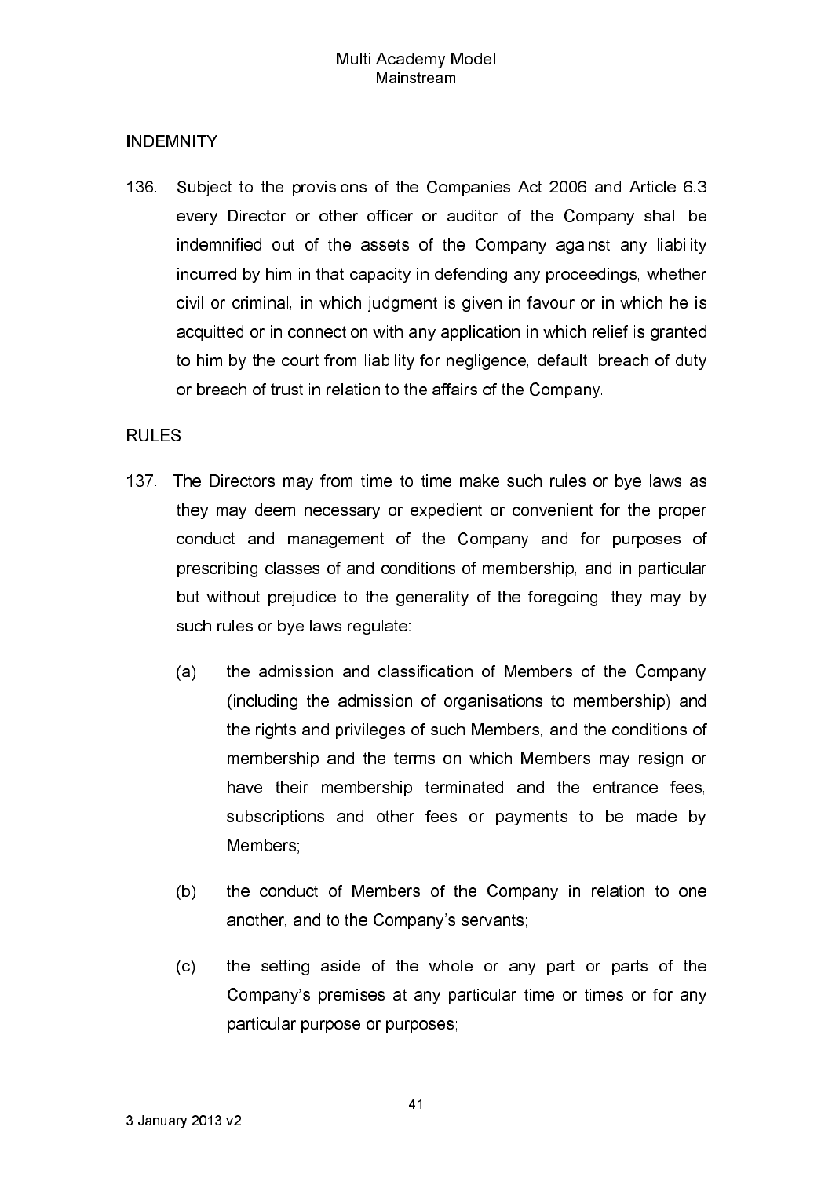## INDEMNITY

136. Subject to the provisions of the Companies Act 2006 and Article 6.3 every Director or other officer or auditor of the Company shall be indemnified out of the assets of the Company against any liability incurred by him in that capacity in defending any proceedings, whether civil or criminal, in which judgment is given in favour or in which he is acquitted or in connection with any application in which relief is granted to him by the court from liability for negligence, default, breach of duty or breach of trust in relation to the affairs of the Company.

## RULES

137. The Directors may from time to time make such rules or bye laws as they may deem necessary or expedient or convenient for the proper conduct and management of the Company and for purposes of prescribing classes of and conditions of membership, and in particular but without prejudice to the generality of the foregoing, they may by such rules or bye laws regulate:

   (a) the admission and classification of Members of the Company (including the admission of organisations to membership) and the rights and privileges of such Members, and the conditions of membership and the terms on which Members may resign or have their membership terminated and the entrance fees, subscriptions and other fees or payments to be made by Members;

   (b) the conduct of Members of the Company in relation to one another, and to the Company's servants;

   (c) the setting aside of the whole or any part or parts of the Company's premises at any particular time or times or for any particular purpose or purposes;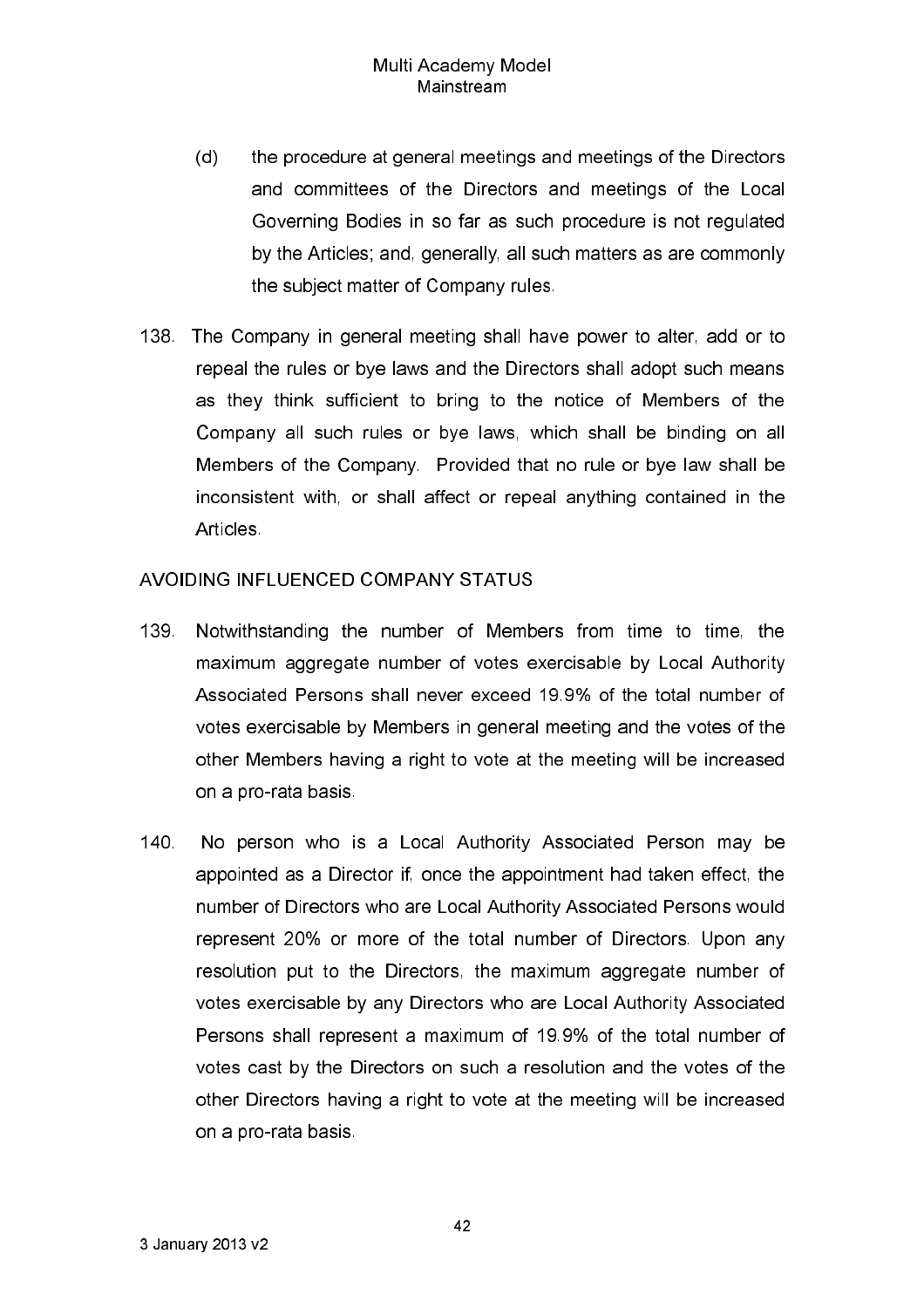(d) the procedure at general meetings and meetings of the Directors and committees of the Directors and meetings of the Local Governing Bodies in so far as such procedure is not regulated by the Articles; and, generally, all such matters as are commonly the subject matter of Company rules.

138. The Company in general meeting shall have power to alter, add or to repeal the rules or bye laws and the Directors shall adopt such means as they think sufficient to bring to the notice of Members of the Company all such rules or bye laws, which shall be binding on all Members of the Company. Provided that no rule or bye law shall be inconsistent with, or shall affect or repeal anything contained in the Articles.

AVOIDING INFLUENCED COMPANY STATUS

139. Notwithstanding the number of Members from time to time, the maximum aggregate number of votes exercisable by Local Authority Associated Persons shall never exceed 19.9% of the total number of votes exercisable by Members in general meeting and the votes of the other Members having a right to vote at the meeting will be increased on a pro-rata basis.

140. No person who is a Local Authority Associated Person may be appointed as a Director if, once the appointment had taken effect, the number of Directors who are Local Authority Associated Persons would represent 20% or more of the total number of Directors. Upon any resolution put to the Directors, the maximum aggregate number of votes exercisable by any Directors who are Local Authority Associated Persons shall represent a maximum of 19.9% of the total number of votes cast by the Directors on such a resolution and the votes of the other Directors having a right to vote at the meeting will be increased on a pro-rata basis.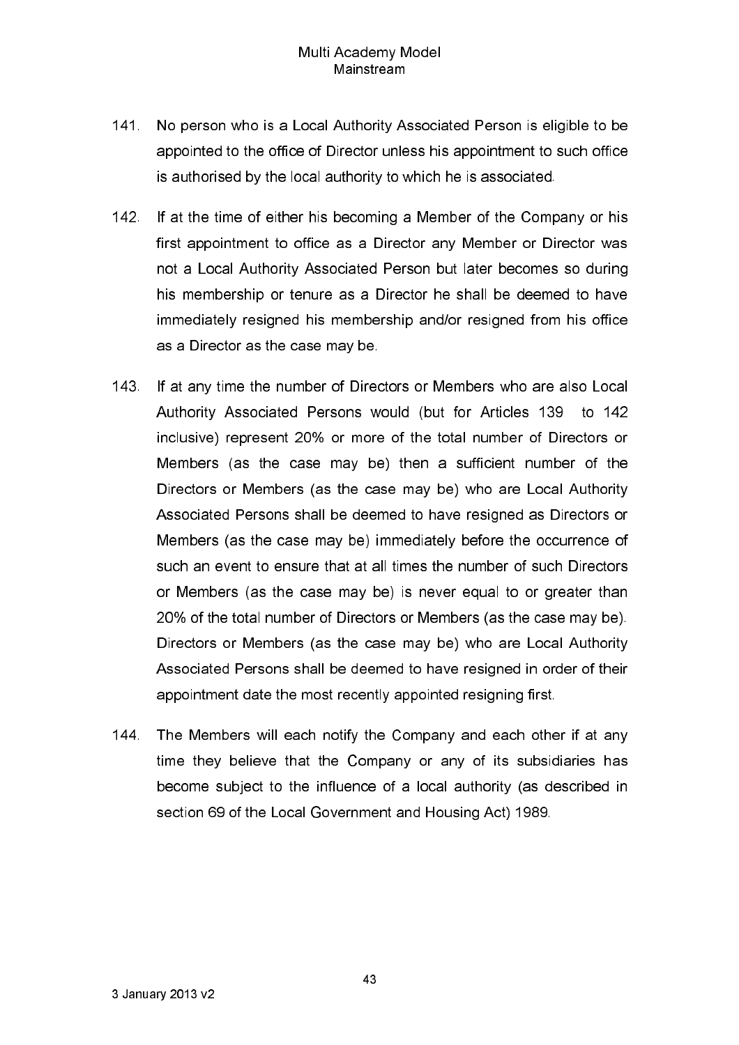141. No person who is a Local Authority Associated Person is eligible to be appointed to the office of Director unless his appointment to such office is authorised by the local authority to which he is associated.

142. If at the time of either his becoming a Member of the Company or his first appointment to office as a Director any Member or Director was not a Local Authority Associated Person but later becomes so during his membership or tenure as a Director he shall be deemed to have immediately resigned his membership and/or resigned from his office as a Director as the case may be.

143. If at any time the number of Directors or Members who are also Local Authority Associated Persons would (but for Articles 139 to 142 inclusive) represent 20% or more of the total number of Directors or Members (as the case may be) then a sufficient number of the Directors or Members (as the case may be) who are Local Authority Associated Persons shall be deemed to have resigned as Directors or Members (as the case may be) immediately before the occurrence of such an event to ensure that at all times the number of such Directors or Members (as the case may be) is never equal to or greater than 20% of the total number of Directors or Members (as the case may be). Directors or Members (as the case may be) who are Local Authority Associated Persons shall be deemed to have resigned in order of their appointment date the most recently appointed resigning first.

144. The Members will each notify the Company and each other if at any time they believe that the Company or any of its subsidiaries has become subject to the influence of a local authority (as described in section 69 of the Local Government and Housing Act) 1989.